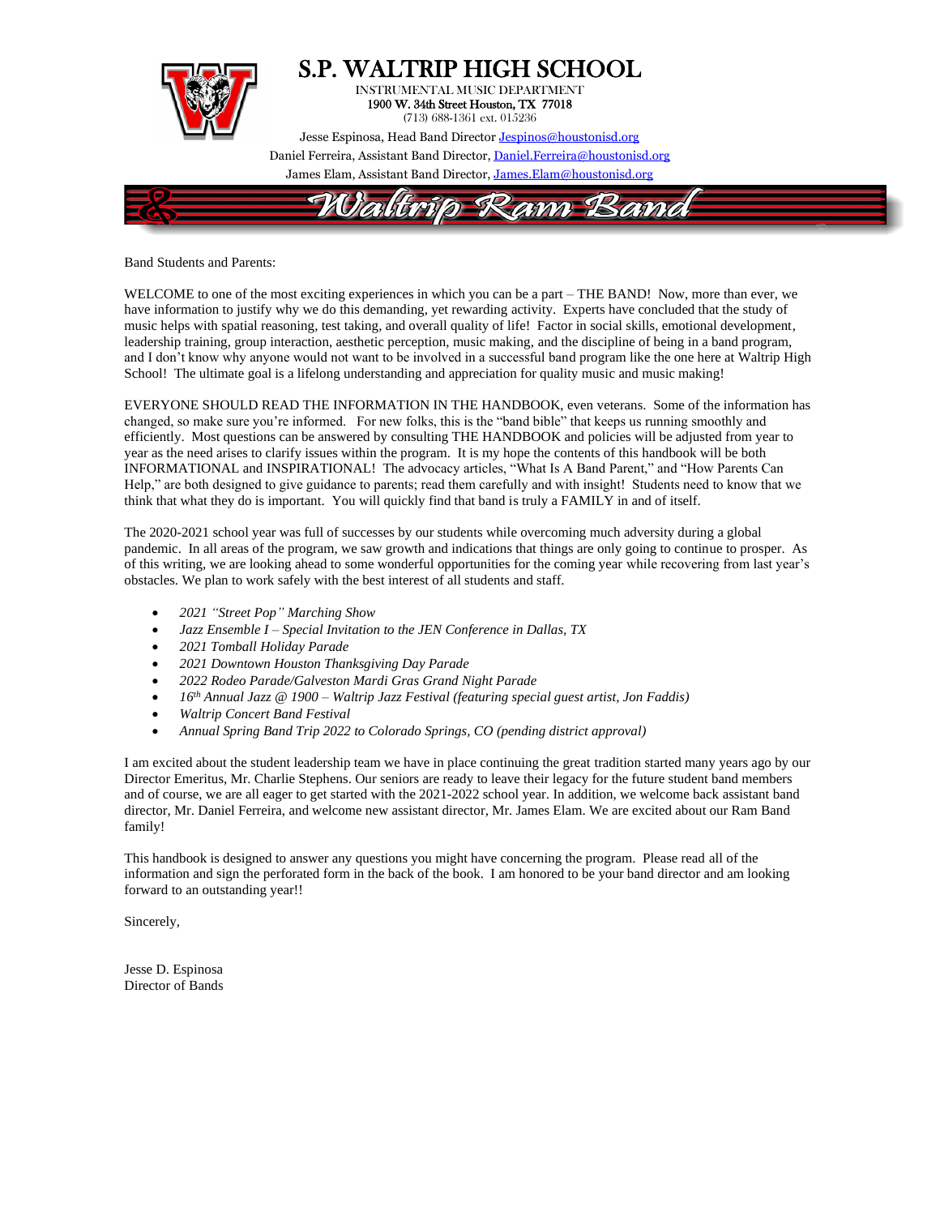# S.P. WALTRIP HIGH SCHOOL

INSTRUMENTAL MUSIC DEPARTMENT
1900 W. 34th Street Houston, TX 77018
(713) 688-1361 ext. 015236

Jesse Espinosa, Head Band Director Jespinos@houstonisd.org
Daniel Ferreira, Assistant Band Director, Daniel.Ferreira@houstonisd.org
James Elam, Assistant Band Director, James.Elam@houstonisd.org

## Waltrip Ram Band

Band Students and Parents:

WELCOME to one of the most exciting experiences in which you can be a part – THE BAND! Now, more than ever, we have information to justify why we do this demanding, yet rewarding activity. Experts have concluded that the study of music helps with spatial reasoning, test taking, and overall quality of life! Factor in social skills, emotional development, leadership training, group interaction, aesthetic perception, music making, and the discipline of being in a band program, and I don't know why anyone would not want to be involved in a successful band program like the one here at Waltrip High School! The ultimate goal is a lifelong understanding and appreciation for quality music and music making!

EVERYONE SHOULD READ THE INFORMATION IN THE HANDBOOK, even veterans. Some of the information has changed, so make sure you're informed. For new folks, this is the "band bible" that keeps us running smoothly and efficiently. Most questions can be answered by consulting THE HANDBOOK and policies will be adjusted from year to year as the need arises to clarify issues within the program. It is my hope the contents of this handbook will be both INFORMATIONAL and INSPIRATIONAL! The advocacy articles, "What Is A Band Parent," and "How Parents Can Help," are both designed to give guidance to parents; read them carefully and with insight! Students need to know that we think that what they do is important. You will quickly find that band is truly a FAMILY in and of itself.

The 2020-2021 school year was full of successes by our students while overcoming much adversity during a global pandemic. In all areas of the program, we saw growth and indications that things are only going to continue to prosper. As of this writing, we are looking ahead to some wonderful opportunities for the coming year while recovering from last year's obstacles. We plan to work safely with the best interest of all students and staff.

- *2021 "Street Pop" Marching Show*
- *Jazz Ensemble I – Special Invitation to the JEN Conference in Dallas, TX*
- *2021 Tomball Holiday Parade*
- *2021 Downtown Houston Thanksgiving Day Parade*
- *2022 Rodeo Parade/Galveston Mardi Gras Grand Night Parade*
- *16th Annual Jazz @ 1900 – Waltrip Jazz Festival (featuring special guest artist, Jon Faddis)*
- *Waltrip Concert Band Festival*
- *Annual Spring Band Trip 2022 to Colorado Springs, CO (pending district approval)*

I am excited about the student leadership team we have in place continuing the great tradition started many years ago by our Director Emeritus, Mr. Charlie Stephens. Our seniors are ready to leave their legacy for the future student band members and of course, we are all eager to get started with the 2021-2022 school year. In addition, we welcome back assistant band director, Mr. Daniel Ferreira, and welcome new assistant director, Mr. James Elam. We are excited about our Ram Band family!

This handbook is designed to answer any questions you might have concerning the program. Please read all of the information and sign the perforated form in the back of the book. I am honored to be your band director and am looking forward to an outstanding year!!

Sincerely,

Jesse D. Espinosa
Director of Bands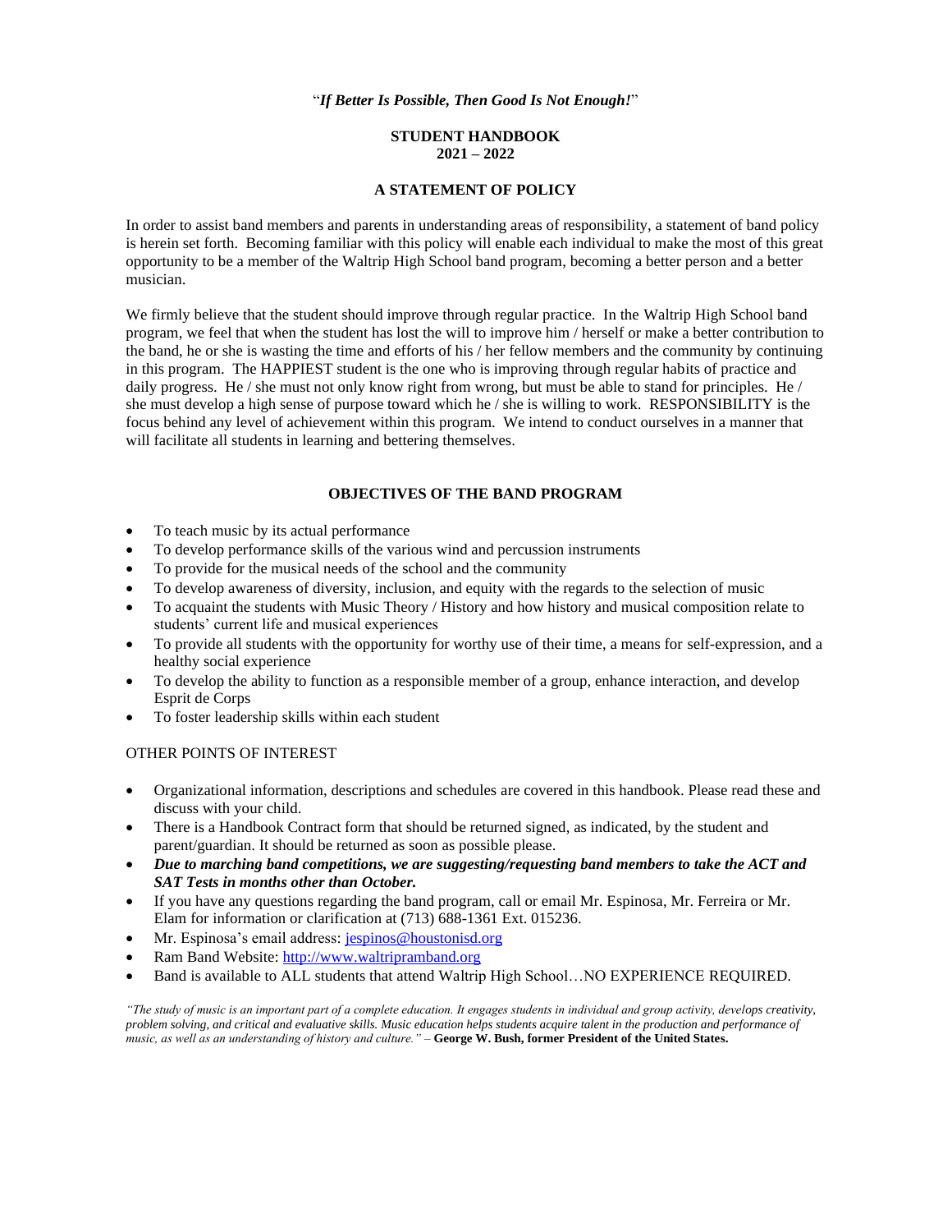"***If Better Is Possible, Then Good Is Not Enough!***"

**STUDENT HANDBOOK**
**2021 – 2022**

## A STATEMENT OF POLICY

In order to assist band members and parents in understanding areas of responsibility, a statement of band policy is herein set forth. Becoming familiar with this policy will enable each individual to make the most of this great opportunity to be a member of the Waltrip High School band program, becoming a better person and a better musician.

We firmly believe that the student should improve through regular practice. In the Waltrip High School band program, we feel that when the student has lost the will to improve him / herself or make a better contribution to the band, he or she is wasting the time and efforts of his / her fellow members and the community by continuing in this program. The HAPPIEST student is the one who is improving through regular habits of practice and daily progress. He / she must not only know right from wrong, but must be able to stand for principles. He / she must develop a high sense of purpose toward which he / she is willing to work. RESPONSIBILITY is the focus behind any level of achievement within this program. We intend to conduct ourselves in a manner that will facilitate all students in learning and bettering themselves.

## OBJECTIVES OF THE BAND PROGRAM

- To teach music by its actual performance
- To develop performance skills of the various wind and percussion instruments
- To provide for the musical needs of the school and the community
- To develop awareness of diversity, inclusion, and equity with the regards to the selection of music
- To acquaint the students with Music Theory / History and how history and musical composition relate to students' current life and musical experiences
- To provide all students with the opportunity for worthy use of their time, a means for self-expression, and a healthy social experience
- To develop the ability to function as a responsible member of a group, enhance interaction, and develop Esprit de Corps
- To foster leadership skills within each student

OTHER POINTS OF INTEREST

- Organizational information, descriptions and schedules are covered in this handbook. Please read these and discuss with your child.
- There is a Handbook Contract form that should be returned signed, as indicated, by the student and parent/guardian. It should be returned as soon as possible please.
- ***Due to marching band competitions, we are suggesting/requesting band members to take the ACT and SAT Tests in months other than October.***
- If you have any questions regarding the band program, call or email Mr. Espinosa, Mr. Ferreira or Mr. Elam for information or clarification at (713) 688-1361 Ext. 015236.
- Mr. Espinosa's email address: jespinos@houstonisd.org
- Ram Band Website: http://www.waltripramband.org
- Band is available to ALL students that attend Waltrip High School…NO EXPERIENCE REQUIRED.

*"The study of music is an important part of a complete education. It engages students in individual and group activity, develops creativity, problem solving, and critical and evaluative skills. Music education helps students acquire talent in the production and performance of music, as well as an understanding of history and culture."* – **George W. Bush, former President of the United States.**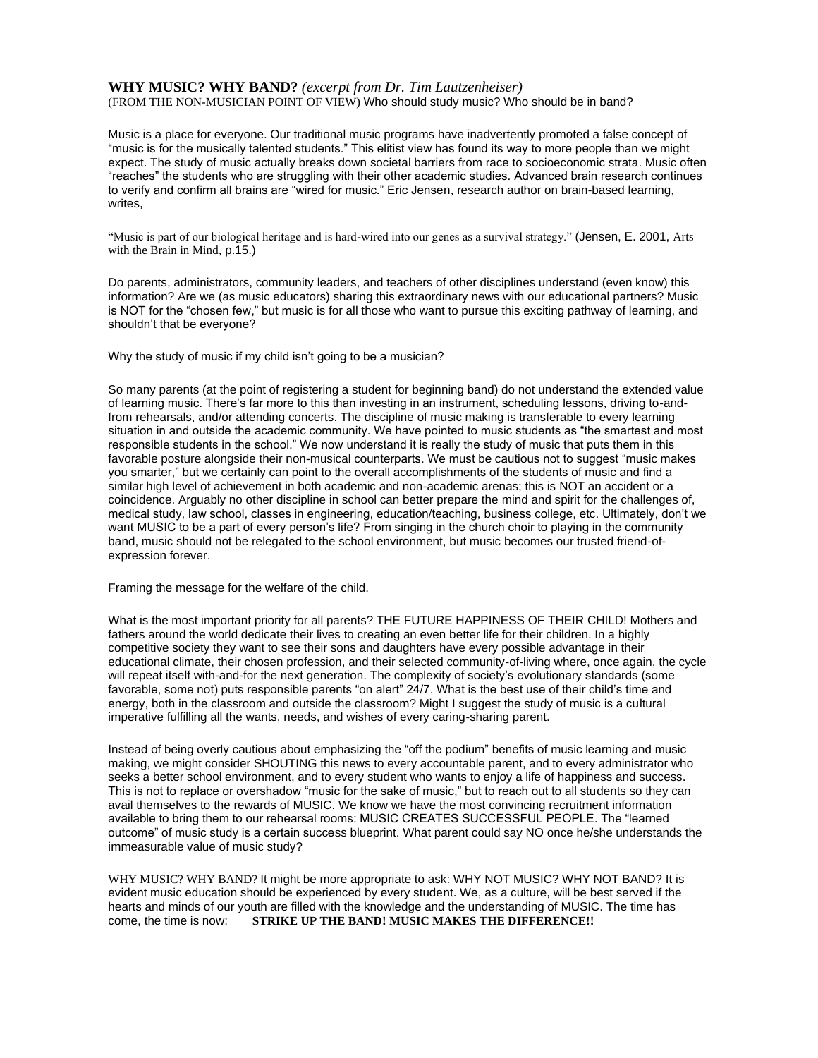**WHY MUSIC? WHY BAND?** *(excerpt from Dr. Tim Lautzenheiser)*
(FROM THE NON-MUSICIAN POINT OF VIEW) Who should study music? Who should be in band?

Music is a place for everyone. Our traditional music programs have inadvertently promoted a false concept of "music is for the musically talented students." This elitist view has found its way to more people than we might expect. The study of music actually breaks down societal barriers from race to socioeconomic strata. Music often "reaches" the students who are struggling with their other academic studies. Advanced brain research continues to verify and confirm all brains are "wired for music." Eric Jensen, research author on brain-based learning, writes,

"Music is part of our biological heritage and is hard-wired into our genes as a survival strategy." (Jensen, E. 2001, Arts with the Brain in Mind, p.15.)

Do parents, administrators, community leaders, and teachers of other disciplines understand (even know) this information? Are we (as music educators) sharing this extraordinary news with our educational partners? Music is NOT for the "chosen few," but music is for all those who want to pursue this exciting pathway of learning, and shouldn't that be everyone?

Why the study of music if my child isn't going to be a musician?

So many parents (at the point of registering a student for beginning band) do not understand the extended value of learning music. There's far more to this than investing in an instrument, scheduling lessons, driving to-and-from rehearsals, and/or attending concerts. The discipline of music making is transferable to every learning situation in and outside the academic community. We have pointed to music students as "the smartest and most responsible students in the school." We now understand it is really the study of music that puts them in this favorable posture alongside their non-musical counterparts. We must be cautious not to suggest "music makes you smarter," but we certainly can point to the overall accomplishments of the students of music and find a similar high level of achievement in both academic and non-academic arenas; this is NOT an accident or a coincidence. Arguably no other discipline in school can better prepare the mind and spirit for the challenges of, medical study, law school, classes in engineering, education/teaching, business college, etc. Ultimately, don't we want MUSIC to be a part of every person's life? From singing in the church choir to playing in the community band, music should not be relegated to the school environment, but music becomes our trusted friend-of-expression forever.

Framing the message for the welfare of the child.

What is the most important priority for all parents? THE FUTURE HAPPINESS OF THEIR CHILD! Mothers and fathers around the world dedicate their lives to creating an even better life for their children. In a highly competitive society they want to see their sons and daughters have every possible advantage in their educational climate, their chosen profession, and their selected community-of-living where, once again, the cycle will repeat itself with-and-for the next generation. The complexity of society's evolutionary standards (some favorable, some not) puts responsible parents "on alert" 24/7. What is the best use of their child's time and energy, both in the classroom and outside the classroom? Might I suggest the study of music is a cultural imperative fulfilling all the wants, needs, and wishes of every caring-sharing parent.

Instead of being overly cautious about emphasizing the "off the podium" benefits of music learning and music making, we might consider SHOUTING this news to every accountable parent, and to every administrator who seeks a better school environment, and to every student who wants to enjoy a life of happiness and success. This is not to replace or overshadow "music for the sake of music," but to reach out to all students so they can avail themselves to the rewards of MUSIC. We know we have the most convincing recruitment information available to bring them to our rehearsal rooms: MUSIC CREATES SUCCESSFUL PEOPLE. The "learned outcome" of music study is a certain success blueprint. What parent could say NO once he/she understands the immeasurable value of music study?

WHY MUSIC? WHY BAND? It might be more appropriate to ask: WHY NOT MUSIC? WHY NOT BAND? It is evident music education should be experienced by every student. We, as a culture, will be best served if the hearts and minds of our youth are filled with the knowledge and the understanding of MUSIC. The time has come, the time is now: **STRIKE UP THE BAND! MUSIC MAKES THE DIFFERENCE!!**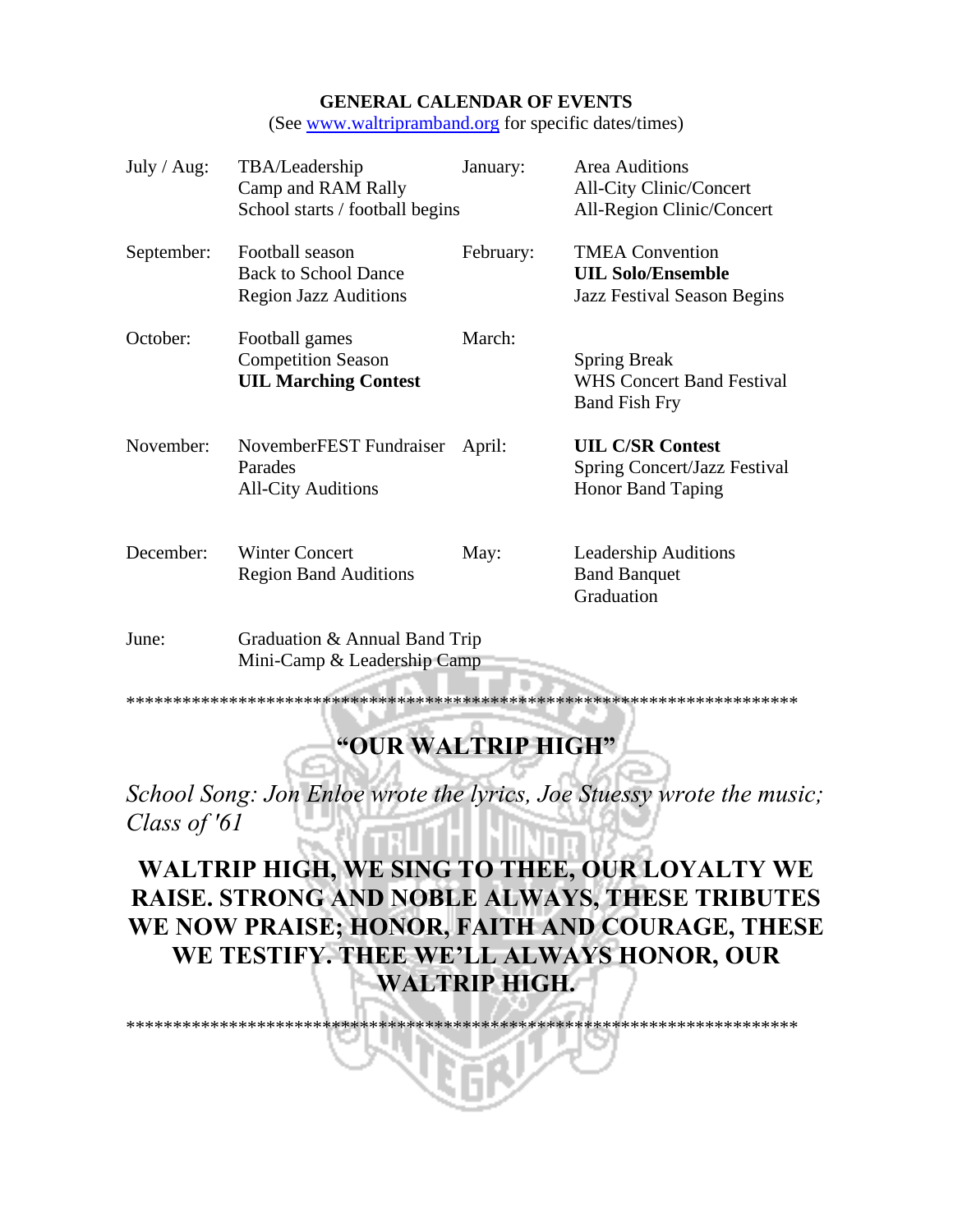**GENERAL CALENDAR OF EVENTS**

(See www.waltripramband.org for specific dates/times)

| | | | |
|---|---|---|---|
| July / Aug: | TBA/Leadership Camp and RAM Rally<br>School starts / football begins | January: | Area Auditions<br>All-City Clinic/Concert<br>All-Region Clinic/Concert |
| September: | Football season<br>Back to School Dance<br>Region Jazz Auditions | February: | TMEA Convention<br>**UIL Solo/Ensemble**<br>Jazz Festival Season Begins |
| October: | Football games<br>Competition Season<br>**UIL Marching Contest** | March: | Spring Break<br>WHS Concert Band Festival<br>Band Fish Fry |
| November: | NovemberFEST Fundraiser<br>Parades<br>All-City Auditions | April: | **UIL C/SR Contest**<br>Spring Concert/Jazz Festival<br>Honor Band Taping |
| December: | Winter Concert<br>Region Band Auditions | May: | Leadership Auditions<br>Band Banquet<br>Graduation |
| June: | Graduation & Annual Band Trip<br>Mini-Camp & Leadership Camp | | |

****************************************************************************

## "OUR WALTRIP HIGH"

*School Song: Jon Enloe wrote the lyrics, Joe Stuessy wrote the music; Class of '61*

**WALTRIP HIGH, WE SING TO THEE, OUR LOYALTY WE RAISE. STRONG AND NOBLE ALWAYS, THESE TRIBUTES WE NOW PRAISE; HONOR, FAITH AND COURAGE, THESE WE TESTIFY. THEE WE'LL ALWAYS HONOR, OUR WALTRIP HIGH.**

****************************************************************************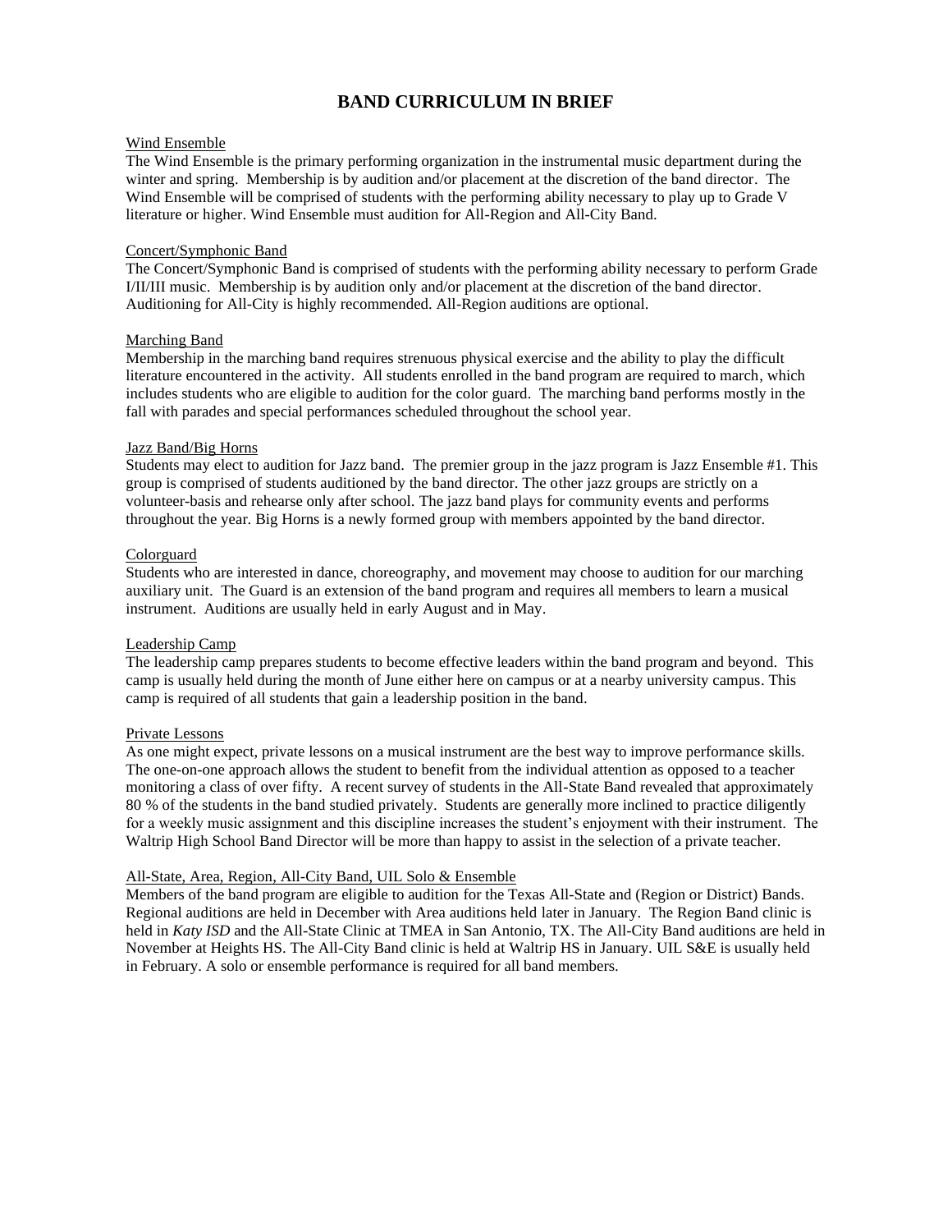# BAND CURRICULUM IN BRIEF

## Wind Ensemble

The Wind Ensemble is the primary performing organization in the instrumental music department during the winter and spring. Membership is by audition and/or placement at the discretion of the band director. The Wind Ensemble will be comprised of students with the performing ability necessary to play up to Grade V literature or higher. Wind Ensemble must audition for All-Region and All-City Band.

## Concert/Symphonic Band

The Concert/Symphonic Band is comprised of students with the performing ability necessary to perform Grade I/II/III music. Membership is by audition only and/or placement at the discretion of the band director. Auditioning for All-City is highly recommended. All-Region auditions are optional.

## Marching Band

Membership in the marching band requires strenuous physical exercise and the ability to play the difficult literature encountered in the activity. All students enrolled in the band program are required to march, which includes students who are eligible to audition for the color guard. The marching band performs mostly in the fall with parades and special performances scheduled throughout the school year.

## Jazz Band/Big Horns

Students may elect to audition for Jazz band. The premier group in the jazz program is Jazz Ensemble #1. This group is comprised of students auditioned by the band director. The other jazz groups are strictly on a volunteer-basis and rehearse only after school. The jazz band plays for community events and performs throughout the year. Big Horns is a newly formed group with members appointed by the band director.

## Colorguard

Students who are interested in dance, choreography, and movement may choose to audition for our marching auxiliary unit. The Guard is an extension of the band program and requires all members to learn a musical instrument. Auditions are usually held in early August and in May.

## Leadership Camp

The leadership camp prepares students to become effective leaders within the band program and beyond. This camp is usually held during the month of June either here on campus or at a nearby university campus. This camp is required of all students that gain a leadership position in the band.

## Private Lessons

As one might expect, private lessons on a musical instrument are the best way to improve performance skills. The one-on-one approach allows the student to benefit from the individual attention as opposed to a teacher monitoring a class of over fifty. A recent survey of students in the All-State Band revealed that approximately 80 % of the students in the band studied privately. Students are generally more inclined to practice diligently for a weekly music assignment and this discipline increases the student's enjoyment with their instrument. The Waltrip High School Band Director will be more than happy to assist in the selection of a private teacher.

## All-State, Area, Region, All-City Band, UIL Solo & Ensemble

Members of the band program are eligible to audition for the Texas All-State and (Region or District) Bands. Regional auditions are held in December with Area auditions held later in January. The Region Band clinic is held in *Katy ISD* and the All-State Clinic at TMEA in San Antonio, TX. The All-City Band auditions are held in November at Heights HS. The All-City Band clinic is held at Waltrip HS in January. UIL S&E is usually held in February. A solo or ensemble performance is required for all band members.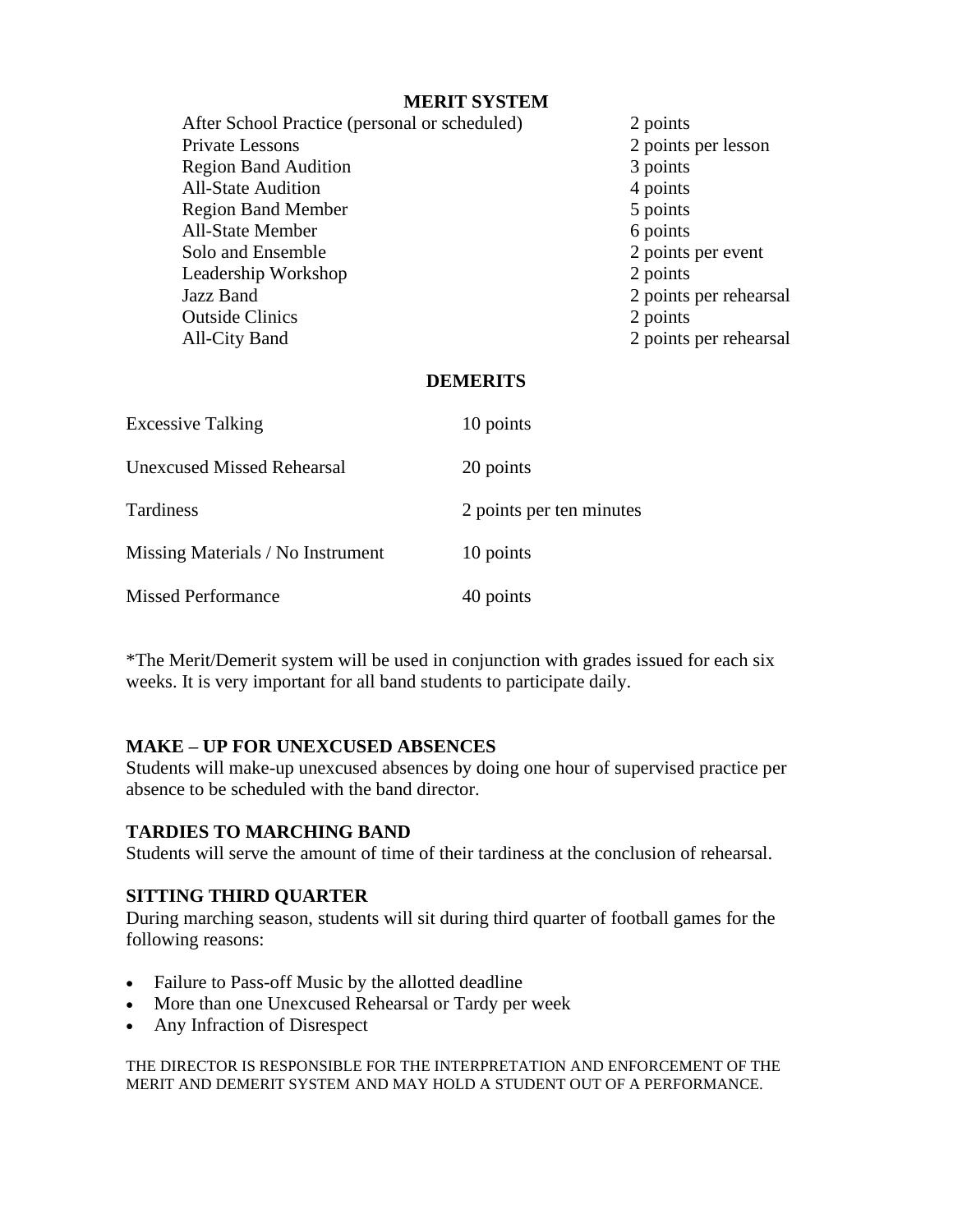## MERIT SYSTEM

| Activity | Points |
| --- | --- |
| After School Practice (personal or scheduled) | 2 points |
| Private Lessons | 2 points per lesson |
| Region Band Audition | 3 points |
| All-State Audition | 4 points |
| Region Band Member | 5 points |
| All-State Member | 6 points |
| Solo and Ensemble | 2 points per event |
| Leadership Workshop | 2 points |
| Jazz Band | 2 points per rehearsal |
| Outside Clinics | 2 points |
| All-City Band | 2 points per rehearsal |

## DEMERITS

| Infraction | Points |
| --- | --- |
| Excessive Talking | 10 points |
| Unexcused Missed Rehearsal | 20 points |
| Tardiness | 2 points per ten minutes |
| Missing Materials / No Instrument | 10 points |
| Missed Performance | 40 points |

*The Merit/Demerit system will be used in conjunction with grades issued for each six weeks. It is very important for all band students to participate daily.

### MAKE – UP FOR UNEXCUSED ABSENCES

Students will make-up unexcused absences by doing one hour of supervised practice per absence to be scheduled with the band director.

### TARDIES TO MARCHING BAND

Students will serve the amount of time of their tardiness at the conclusion of rehearsal.

### SITTING THIRD QUARTER

During marching season, students will sit during third quarter of football games for the following reasons:

- Failure to Pass-off Music by the allotted deadline
- More than one Unexcused Rehearsal or Tardy per week
- Any Infraction of Disrespect

THE DIRECTOR IS RESPONSIBLE FOR THE INTERPRETATION AND ENFORCEMENT OF THE MERIT AND DEMERIT SYSTEM AND MAY HOLD A STUDENT OUT OF A PERFORMANCE.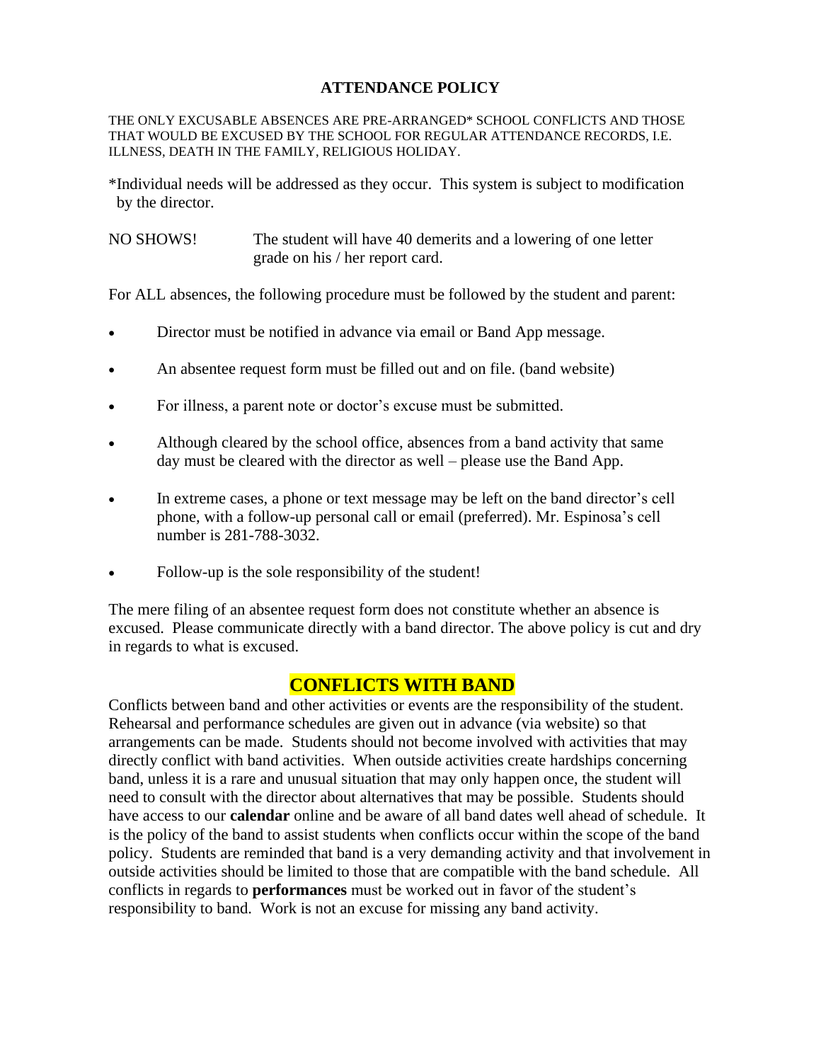## ATTENDANCE POLICY

THE ONLY EXCUSABLE ABSENCES ARE PRE-ARRANGED* SCHOOL CONFLICTS AND THOSE THAT WOULD BE EXCUSED BY THE SCHOOL FOR REGULAR ATTENDANCE RECORDS, I.E. ILLNESS, DEATH IN THE FAMILY, RELIGIOUS HOLIDAY.

*Individual needs will be addressed as they occur. This system is subject to modification by the director.

NO SHOWS! The student will have 40 demerits and a lowering of one letter grade on his / her report card.

For ALL absences, the following procedure must be followed by the student and parent:

- Director must be notified in advance via email or Band App message.
- An absentee request form must be filled out and on file. (band website)
- For illness, a parent note or doctor's excuse must be submitted.
- Although cleared by the school office, absences from a band activity that same day must be cleared with the director as well – please use the Band App.
- In extreme cases, a phone or text message may be left on the band director's cell phone, with a follow-up personal call or email (preferred). Mr. Espinosa's cell number is 281-788-3032.
- Follow-up is the sole responsibility of the student!

The mere filing of an absentee request form does not constitute whether an absence is excused. Please communicate directly with a band director. The above policy is cut and dry in regards to what is excused.

## CONFLICTS WITH BAND

Conflicts between band and other activities or events are the responsibility of the student. Rehearsal and performance schedules are given out in advance (via website) so that arrangements can be made. Students should not become involved with activities that may directly conflict with band activities. When outside activities create hardships concerning band, unless it is a rare and unusual situation that may only happen once, the student will need to consult with the director about alternatives that may be possible. Students should have access to our **calendar** online and be aware of all band dates well ahead of schedule. It is the policy of the band to assist students when conflicts occur within the scope of the band policy. Students are reminded that band is a very demanding activity and that involvement in outside activities should be limited to those that are compatible with the band schedule. All conflicts in regards to **performances** must be worked out in favor of the student's responsibility to band. Work is not an excuse for missing any band activity.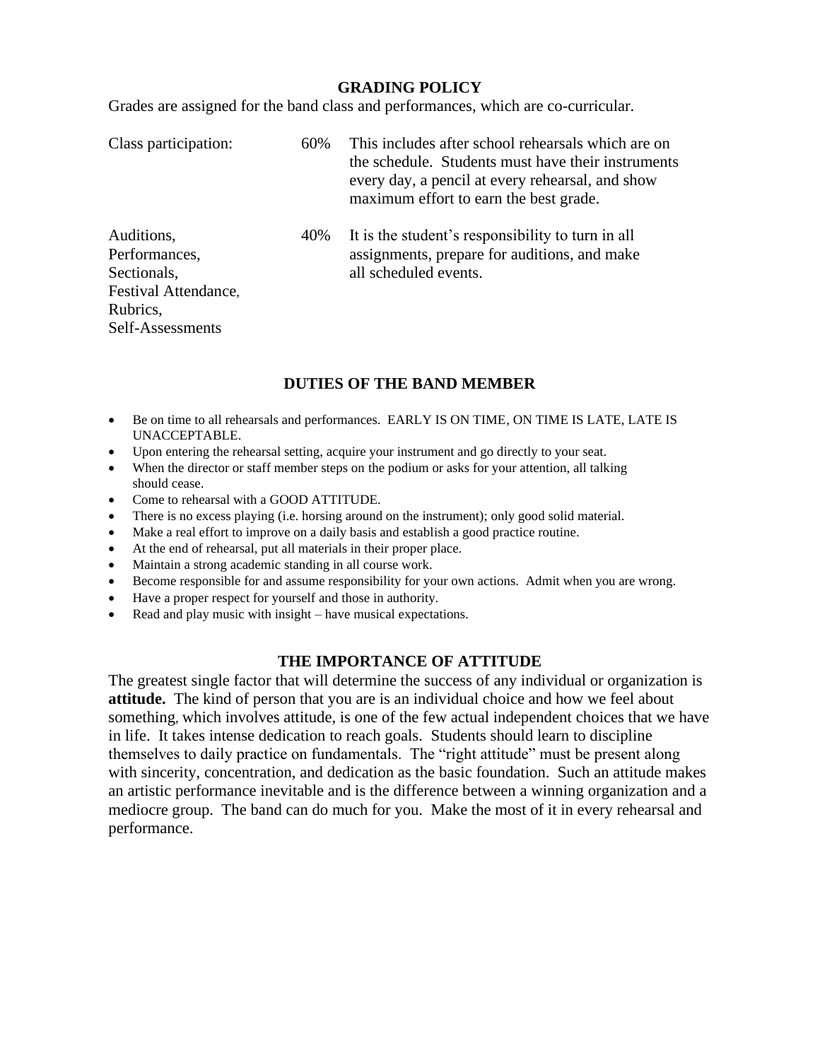## GRADING POLICY

Grades are assigned for the band class and performances, which are co-curricular.

| | | |
|---|---|---|
| Class participation: | 60% | This includes after school rehearsals which are on the schedule. Students must have their instruments every day, a pencil at every rehearsal, and show maximum effort to earn the best grade. |
| Auditions, Performances, Sectionals, Festival Attendance, Rubrics, Self-Assessments | 40% | It is the student's responsibility to turn in all assignments, prepare for auditions, and make all scheduled events. |

## DUTIES OF THE BAND MEMBER

- Be on time to all rehearsals and performances. EARLY IS ON TIME, ON TIME IS LATE, LATE IS UNACCEPTABLE.
- Upon entering the rehearsal setting, acquire your instrument and go directly to your seat.
- When the director or staff member steps on the podium or asks for your attention, all talking should cease.
- Come to rehearsal with a GOOD ATTITUDE.
- There is no excess playing (i.e. horsing around on the instrument); only good solid material.
- Make a real effort to improve on a daily basis and establish a good practice routine.
- At the end of rehearsal, put all materials in their proper place.
- Maintain a strong academic standing in all course work.
- Become responsible for and assume responsibility for your own actions. Admit when you are wrong.
- Have a proper respect for yourself and those in authority.
- Read and play music with insight – have musical expectations.

## THE IMPORTANCE OF ATTITUDE

The greatest single factor that will determine the success of any individual or organization is **attitude.** The kind of person that you are is an individual choice and how we feel about something, which involves attitude, is one of the few actual independent choices that we have in life. It takes intense dedication to reach goals. Students should learn to discipline themselves to daily practice on fundamentals. The "right attitude" must be present along with sincerity, concentration, and dedication as the basic foundation. Such an attitude makes an artistic performance inevitable and is the difference between a winning organization and a mediocre group. The band can do much for you. Make the most of it in every rehearsal and performance.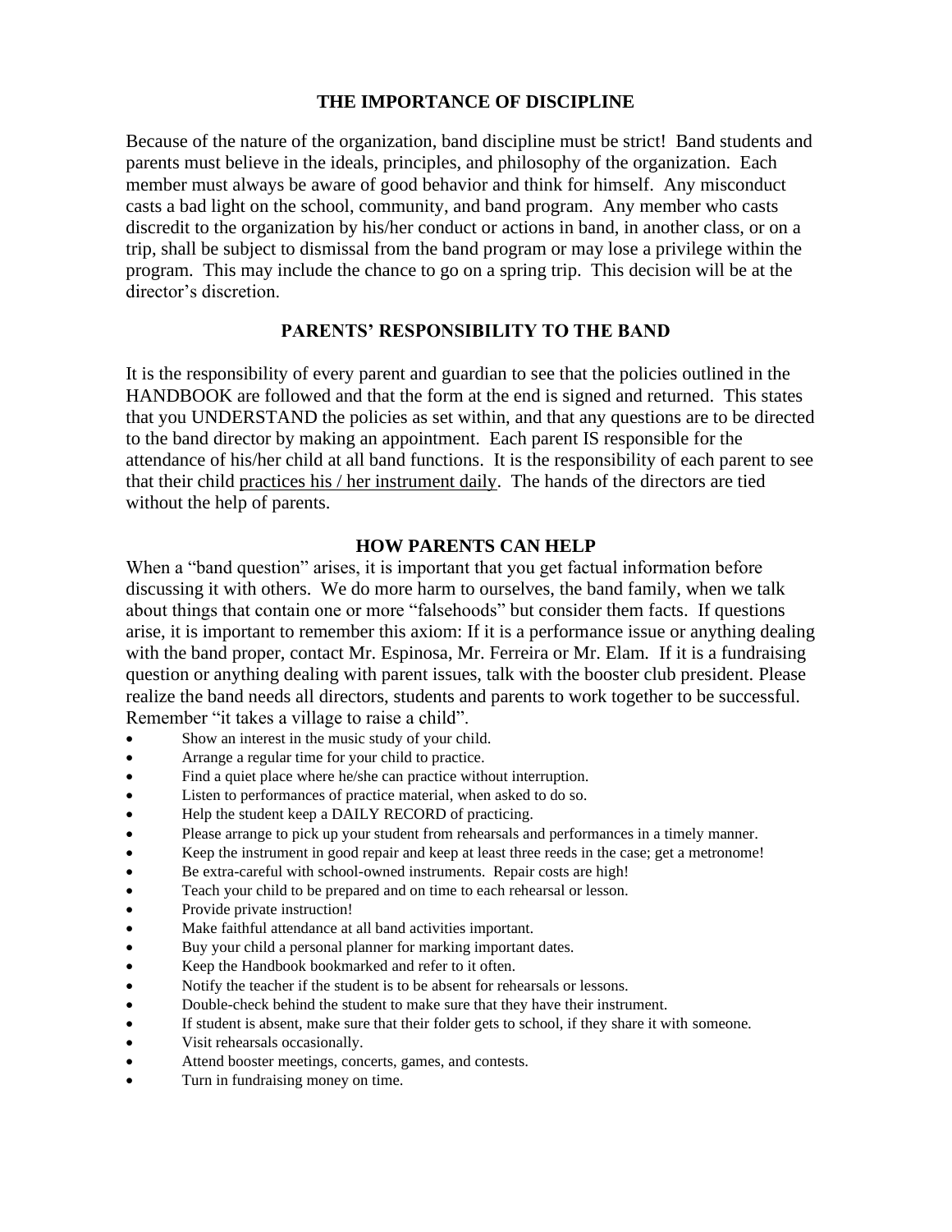## THE IMPORTANCE OF DISCIPLINE

Because of the nature of the organization, band discipline must be strict! Band students and parents must believe in the ideals, principles, and philosophy of the organization. Each member must always be aware of good behavior and think for himself. Any misconduct casts a bad light on the school, community, and band program. Any member who casts discredit to the organization by his/her conduct or actions in band, in another class, or on a trip, shall be subject to dismissal from the band program or may lose a privilege within the program. This may include the chance to go on a spring trip. This decision will be at the director's discretion.

## PARENTS' RESPONSIBILITY TO THE BAND

It is the responsibility of every parent and guardian to see that the policies outlined in the HANDBOOK are followed and that the form at the end is signed and returned. This states that you UNDERSTAND the policies as set within, and that any questions are to be directed to the band director by making an appointment. Each parent IS responsible for the attendance of his/her child at all band functions. It is the responsibility of each parent to see that their child <u>practices his / her instrument daily</u>. The hands of the directors are tied without the help of parents.

## HOW PARENTS CAN HELP

When a "band question" arises, it is important that you get factual information before discussing it with others. We do more harm to ourselves, the band family, when we talk about things that contain one or more "falsehoods" but consider them facts. If questions arise, it is important to remember this axiom: If it is a performance issue or anything dealing with the band proper, contact Mr. Espinosa, Mr. Ferreira or Mr. Elam. If it is a fundraising question or anything dealing with parent issues, talk with the booster club president. Please realize the band needs all directors, students and parents to work together to be successful. Remember "it takes a village to raise a child".

- Show an interest in the music study of your child.
- Arrange a regular time for your child to practice.
- Find a quiet place where he/she can practice without interruption.
- Listen to performances of practice material, when asked to do so.
- Help the student keep a DAILY RECORD of practicing.
- Please arrange to pick up your student from rehearsals and performances in a timely manner.
- Keep the instrument in good repair and keep at least three reeds in the case; get a metronome!
- Be extra-careful with school-owned instruments. Repair costs are high!
- Teach your child to be prepared and on time to each rehearsal or lesson.
- Provide private instruction!
- Make faithful attendance at all band activities important.
- Buy your child a personal planner for marking important dates.
- Keep the Handbook bookmarked and refer to it often.
- Notify the teacher if the student is to be absent for rehearsals or lessons.
- Double-check behind the student to make sure that they have their instrument.
- If student is absent, make sure that their folder gets to school, if they share it with someone.
- Visit rehearsals occasionally.
- Attend booster meetings, concerts, games, and contests.
- Turn in fundraising money on time.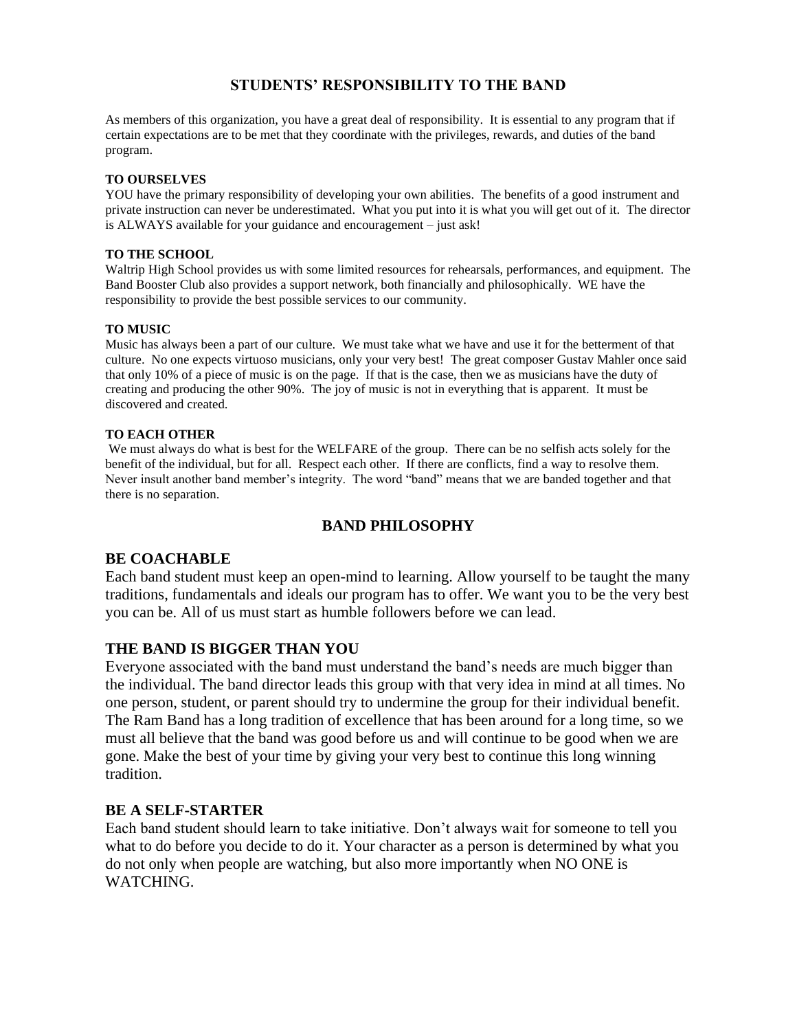## STUDENTS' RESPONSIBILITY TO THE BAND

As members of this organization, you have a great deal of responsibility. It is essential to any program that if certain expectations are to be met that they coordinate with the privileges, rewards, and duties of the band program.

**TO OURSELVES**

YOU have the primary responsibility of developing your own abilities. The benefits of a good instrument and private instruction can never be underestimated. What you put into it is what you will get out of it. The director is ALWAYS available for your guidance and encouragement – just ask!

**TO THE SCHOOL**

Waltrip High School provides us with some limited resources for rehearsals, performances, and equipment. The Band Booster Club also provides a support network, both financially and philosophically. WE have the responsibility to provide the best possible services to our community.

**TO MUSIC**

Music has always been a part of our culture. We must take what we have and use it for the betterment of that culture. No one expects virtuoso musicians, only your very best! The great composer Gustav Mahler once said that only 10% of a piece of music is on the page. If that is the case, then we as musicians have the duty of creating and producing the other 90%. The joy of music is not in everything that is apparent. It must be discovered and created.

**TO EACH OTHER**

We must always do what is best for the WELFARE of the group. There can be no selfish acts solely for the benefit of the individual, but for all. Respect each other. If there are conflicts, find a way to resolve them. Never insult another band member's integrity. The word "band" means that we are banded together and that there is no separation.

## BAND PHILOSOPHY

### BE COACHABLE

Each band student must keep an open-mind to learning. Allow yourself to be taught the many traditions, fundamentals and ideals our program has to offer. We want you to be the very best you can be. All of us must start as humble followers before we can lead.

### THE BAND IS BIGGER THAN YOU

Everyone associated with the band must understand the band's needs are much bigger than the individual. The band director leads this group with that very idea in mind at all times. No one person, student, or parent should try to undermine the group for their individual benefit. The Ram Band has a long tradition of excellence that has been around for a long time, so we must all believe that the band was good before us and will continue to be good when we are gone. Make the best of your time by giving your very best to continue this long winning tradition.

### BE A SELF-STARTER

Each band student should learn to take initiative. Don't always wait for someone to tell you what to do before you decide to do it. Your character as a person is determined by what you do not only when people are watching, but also more importantly when NO ONE is WATCHING.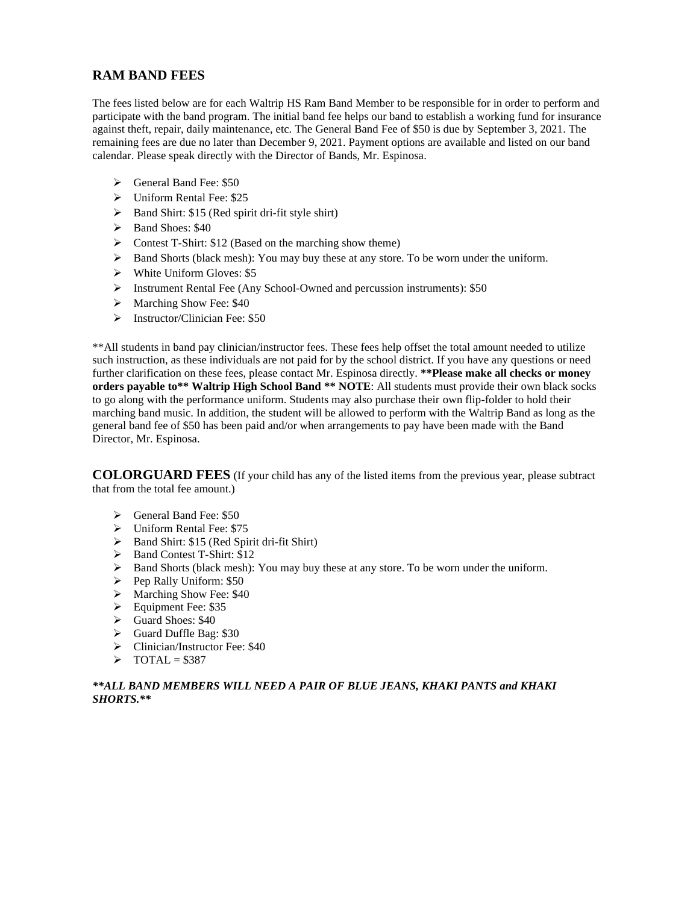## RAM BAND FEES

The fees listed below are for each Waltrip HS Ram Band Member to be responsible for in order to perform and participate with the band program. The initial band fee helps our band to establish a working fund for insurance against theft, repair, daily maintenance, etc. The General Band Fee of $50 is due by September 3, 2021. The remaining fees are due no later than December 9, 2021. Payment options are available and listed on our band calendar. Please speak directly with the Director of Bands, Mr. Espinosa.

- General Band Fee: $50
- Uniform Rental Fee: $25
- Band Shirt: $15 (Red spirit dri-fit style shirt)
- Band Shoes: $40
- Contest T-Shirt: $12 (Based on the marching show theme)
- Band Shorts (black mesh): You may buy these at any store. To be worn under the uniform.
- White Uniform Gloves: $5
- Instrument Rental Fee (Any School-Owned and percussion instruments): $50
- Marching Show Fee: $40
- Instructor/Clinician Fee: $50

**All students in band pay clinician/instructor fees. These fees help offset the total amount needed to utilize such instruction, as these individuals are not paid for by the school district. If you have any questions or need further clarification on these fees, please contact Mr. Espinosa directly. **\*\*Please make all checks or money orders payable to\*\* Waltrip High School Band \*\* NOTE**: All students must provide their own black socks to go along with the performance uniform. Students may also purchase their own flip-folder to hold their marching band music. In addition, the student will be allowed to perform with the Waltrip Band as long as the general band fee of $50 has been paid and/or when arrangements to pay have been made with the Band Director, Mr. Espinosa.

## COLORGUARD FEES (If your child has any of the listed items from the previous year, please subtract that from the total fee amount.)

- General Band Fee: $50
- Uniform Rental Fee: $75
- Band Shirt: $15 (Red Spirit dri-fit Shirt)
- Band Contest T-Shirt: $12
- Band Shorts (black mesh): You may buy these at any store. To be worn under the uniform.
- Pep Rally Uniform: $50
- Marching Show Fee: $40
- Equipment Fee: $35
- Guard Shoes: $40
- Guard Duffle Bag: $30
- Clinician/Instructor Fee: $40
- TOTAL = $387

***\*\*ALL BAND MEMBERS WILL NEED A PAIR OF BLUE JEANS, KHAKI PANTS and KHAKI SHORTS.\*\****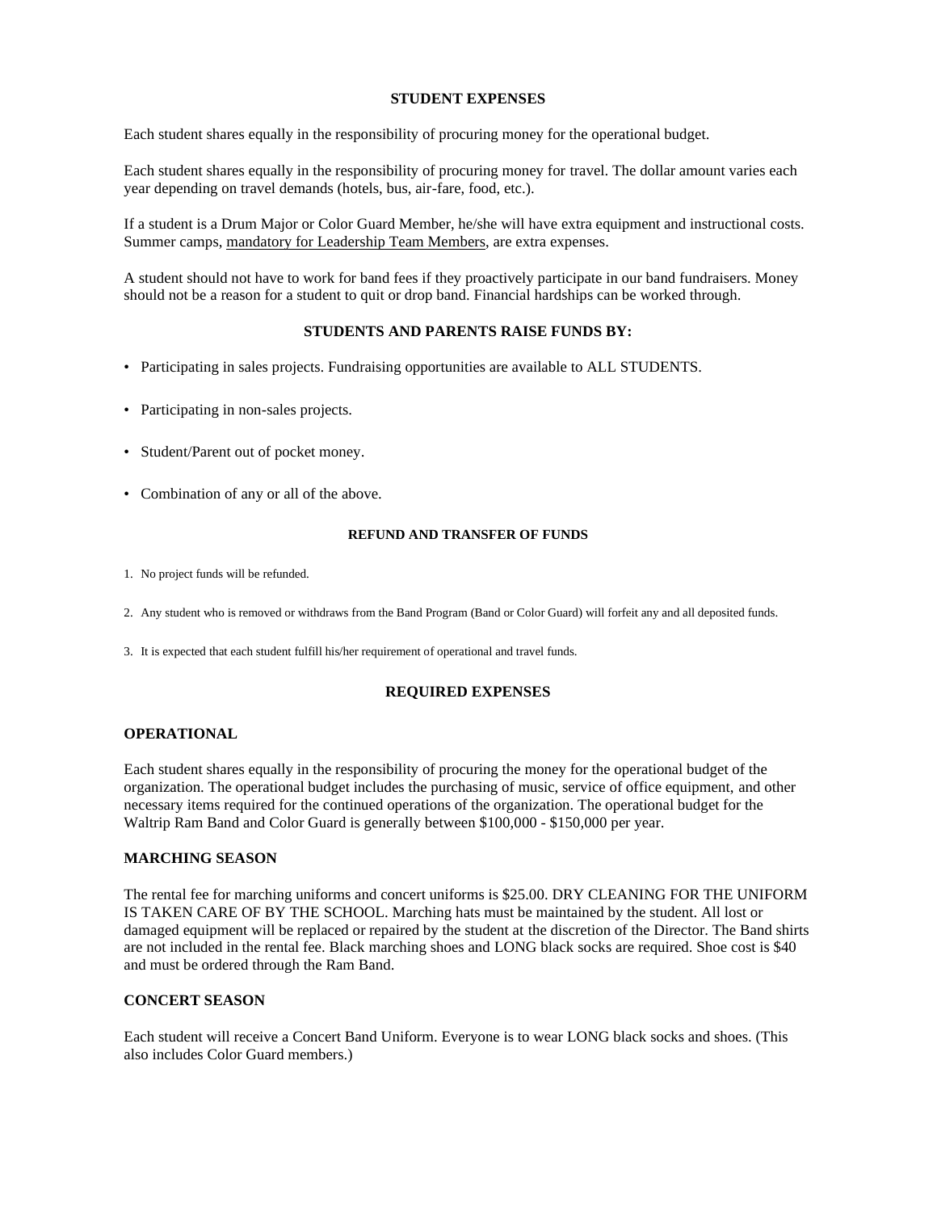## STUDENT EXPENSES

Each student shares equally in the responsibility of procuring money for the operational budget.

Each student shares equally in the responsibility of procuring money for travel. The dollar amount varies each year depending on travel demands (hotels, bus, air-fare, food, etc.).

If a student is a Drum Major or Color Guard Member, he/she will have extra equipment and instructional costs. Summer camps, mandatory for Leadership Team Members, are extra expenses.

A student should not have to work for band fees if they proactively participate in our band fundraisers. Money should not be a reason for a student to quit or drop band. Financial hardships can be worked through.

## STUDENTS AND PARENTS RAISE FUNDS BY:

- Participating in sales projects. Fundraising opportunities are available to ALL STUDENTS.
- Participating in non-sales projects.
- Student/Parent out of pocket money.
- Combination of any or all of the above.

### REFUND AND TRANSFER OF FUNDS

1. No project funds will be refunded.
2. Any student who is removed or withdraws from the Band Program (Band or Color Guard) will forfeit any and all deposited funds.
3. It is expected that each student fulfill his/her requirement of operational and travel funds.

## REQUIRED EXPENSES

### OPERATIONAL

Each student shares equally in the responsibility of procuring the money for the operational budget of the organization. The operational budget includes the purchasing of music, service of office equipment, and other necessary items required for the continued operations of the organization. The operational budget for the Waltrip Ram Band and Color Guard is generally between $100,000 - $150,000 per year.

### MARCHING SEASON

The rental fee for marching uniforms and concert uniforms is $25.00. DRY CLEANING FOR THE UNIFORM IS TAKEN CARE OF BY THE SCHOOL. Marching hats must be maintained by the student. All lost or damaged equipment will be replaced or repaired by the student at the discretion of the Director. The Band shirts are not included in the rental fee. Black marching shoes and LONG black socks are required. Shoe cost is $40 and must be ordered through the Ram Band.

### CONCERT SEASON

Each student will receive a Concert Band Uniform. Everyone is to wear LONG black socks and shoes. (This also includes Color Guard members.)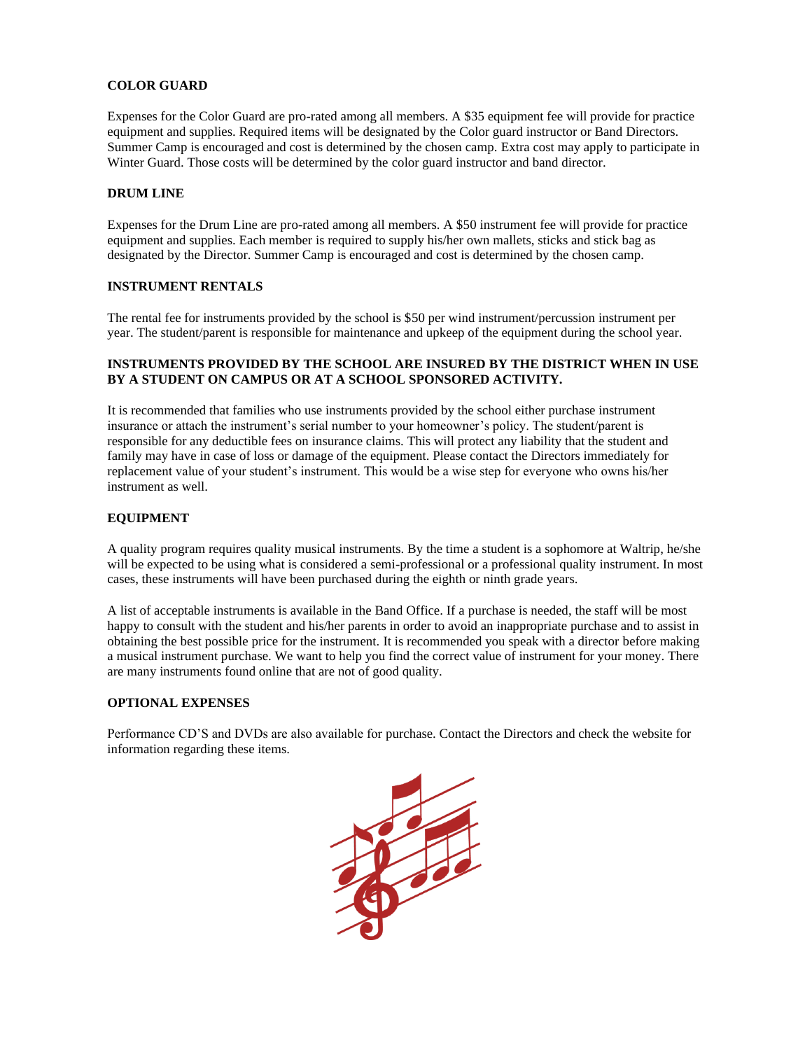## COLOR GUARD

Expenses for the Color Guard are pro-rated among all members. A $35 equipment fee will provide for practice equipment and supplies. Required items will be designated by the Color guard instructor or Band Directors. Summer Camp is encouraged and cost is determined by the chosen camp. Extra cost may apply to participate in Winter Guard. Those costs will be determined by the color guard instructor and band director.

## DRUM LINE

Expenses for the Drum Line are pro-rated among all members. A $50 instrument fee will provide for practice equipment and supplies. Each member is required to supply his/her own mallets, sticks and stick bag as designated by the Director. Summer Camp is encouraged and cost is determined by the chosen camp.

## INSTRUMENT RENTALS

The rental fee for instruments provided by the school is $50 per wind instrument/percussion instrument per year. The student/parent is responsible for maintenance and upkeep of the equipment during the school year.

**INSTRUMENTS PROVIDED BY THE SCHOOL ARE INSURED BY THE DISTRICT WHEN IN USE BY A STUDENT ON CAMPUS OR AT A SCHOOL SPONSORED ACTIVITY.**

It is recommended that families who use instruments provided by the school either purchase instrument insurance or attach the instrument's serial number to your homeowner's policy. The student/parent is responsible for any deductible fees on insurance claims. This will protect any liability that the student and family may have in case of loss or damage of the equipment. Please contact the Directors immediately for replacement value of your student's instrument. This would be a wise step for everyone who owns his/her instrument as well.

## EQUIPMENT

A quality program requires quality musical instruments. By the time a student is a sophomore at Waltrip, he/she will be expected to be using what is considered a semi-professional or a professional quality instrument. In most cases, these instruments will have been purchased during the eighth or ninth grade years.

A list of acceptable instruments is available in the Band Office. If a purchase is needed, the staff will be most happy to consult with the student and his/her parents in order to avoid an inappropriate purchase and to assist in obtaining the best possible price for the instrument. It is recommended you speak with a director before making a musical instrument purchase. We want to help you find the correct value of instrument for your money. There are many instruments found online that are not of good quality.

## OPTIONAL EXPENSES

Performance CD'S and DVDs are also available for purchase. Contact the Directors and check the website for information regarding these items.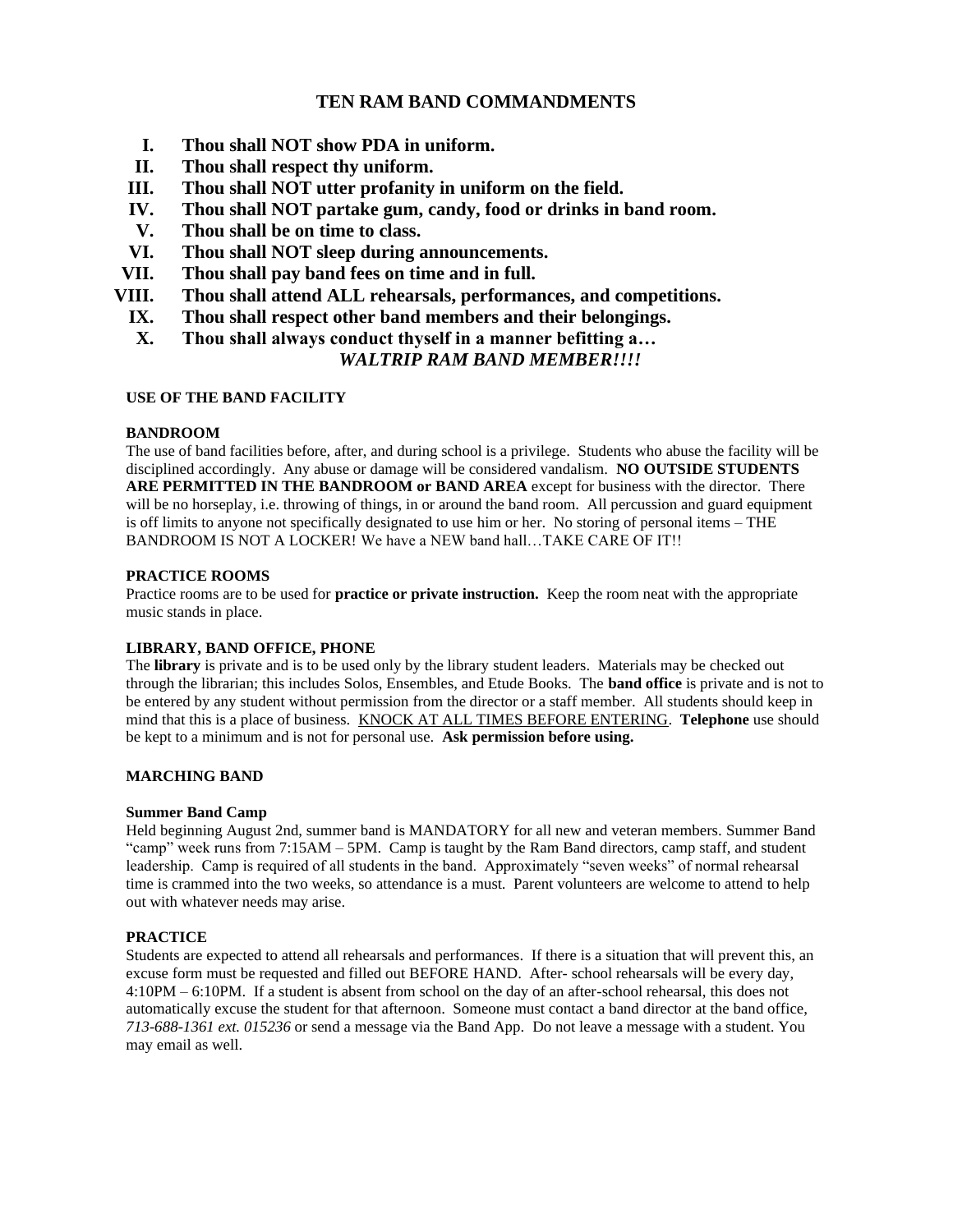## TEN RAM BAND COMMANDMENTS

I. **Thou shall NOT show PDA in uniform.**
II. **Thou shall respect thy uniform.**
III. **Thou shall NOT utter profanity in uniform on the field.**
IV. **Thou shall NOT partake gum, candy, food or drinks in band room.**
V. **Thou shall be on time to class.**
VI. **Thou shall NOT sleep during announcements.**
VII. **Thou shall pay band fees on time and in full.**
VIII. **Thou shall attend ALL rehearsals, performances, and competitions.**
IX. **Thou shall respect other band members and their belongings.**
X. **Thou shall always conduct thyself in a manner befitting a…**
***WALTRIP RAM BAND MEMBER!!!!***

### USE OF THE BAND FACILITY

#### BANDROOM

The use of band facilities before, after, and during school is a privilege. Students who abuse the facility will be disciplined accordingly. Any abuse or damage will be considered vandalism. **NO OUTSIDE STUDENTS ARE PERMITTED IN THE BANDROOM or BAND AREA** except for business with the director. There will be no horseplay, i.e. throwing of things, in or around the band room. All percussion and guard equipment is off limits to anyone not specifically designated to use him or her. No storing of personal items – THE BANDROOM IS NOT A LOCKER! We have a NEW band hall…TAKE CARE OF IT!!

#### PRACTICE ROOMS

Practice rooms are to be used for **practice or private instruction.** Keep the room neat with the appropriate music stands in place.

#### LIBRARY, BAND OFFICE, PHONE

The **library** is private and is to be used only by the library student leaders. Materials may be checked out through the librarian; this includes Solos, Ensembles, and Etude Books. The **band office** is private and is not to be entered by any student without permission from the director or a staff member. All students should keep in mind that this is a place of business. <u>KNOCK AT ALL TIMES BEFORE ENTERING</u>. **Telephone** use should be kept to a minimum and is not for personal use. **Ask permission before using.**

### MARCHING BAND

#### Summer Band Camp

Held beginning August 2nd, summer band is MANDATORY for all new and veteran members. Summer Band "camp" week runs from 7:15AM – 5PM. Camp is taught by the Ram Band directors, camp staff, and student leadership. Camp is required of all students in the band. Approximately "seven weeks" of normal rehearsal time is crammed into the two weeks, so attendance is a must. Parent volunteers are welcome to attend to help out with whatever needs may arise.

#### PRACTICE

Students are expected to attend all rehearsals and performances. If there is a situation that will prevent this, an excuse form must be requested and filled out BEFORE HAND. After- school rehearsals will be every day, 4:10PM – 6:10PM. If a student is absent from school on the day of an after-school rehearsal, this does not automatically excuse the student for that afternoon. Someone must contact a band director at the band office, *713-688-1361 ext. 015236* or send a message via the Band App. Do not leave a message with a student. You may email as well.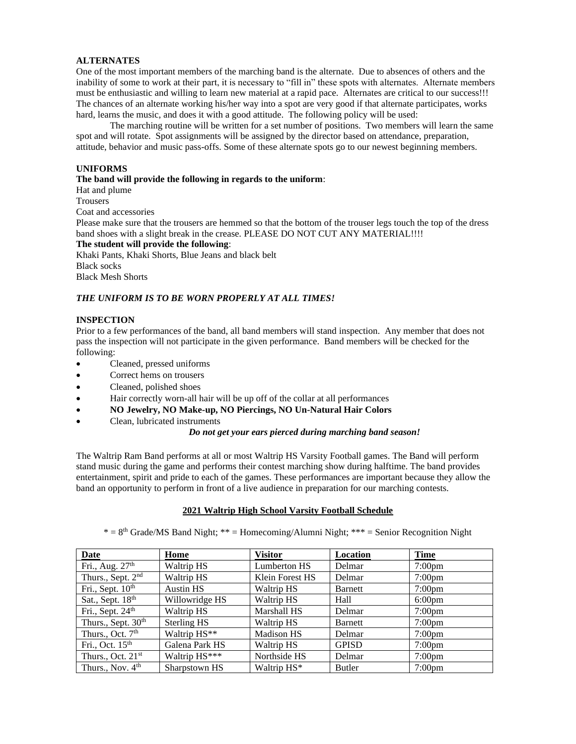**ALTERNATES**

One of the most important members of the marching band is the alternate. Due to absences of others and the inability of some to work at their part, it is necessary to "fill in" these spots with alternates. Alternate members must be enthusiastic and willing to learn new material at a rapid pace. Alternates are critical to our success!!! The chances of an alternate working his/her way into a spot are very good if that alternate participates, works hard, learns the music, and does it with a good attitude. The following policy will be used:

The marching routine will be written for a set number of positions. Two members will learn the same spot and will rotate. Spot assignments will be assigned by the director based on attendance, preparation, attitude, behavior and music pass-offs. Some of these alternate spots go to our newest beginning members.

**UNIFORMS**

**The band will provide the following in regards to the uniform**:

Hat and plume
Trousers
Coat and accessories

Please make sure that the trousers are hemmed so that the bottom of the trouser legs touch the top of the dress band shoes with a slight break in the crease. PLEASE DO NOT CUT ANY MATERIAL!!!!

**The student will provide the following**:

Khaki Pants, Khaki Shorts, Blue Jeans and black belt
Black socks
Black Mesh Shorts

***THE UNIFORM IS TO BE WORN PROPERLY AT ALL TIMES!***

**INSPECTION**

Prior to a few performances of the band, all band members will stand inspection. Any member that does not pass the inspection will not participate in the given performance. Band members will be checked for the following:

- Cleaned, pressed uniforms
- Correct hems on trousers
- Cleaned, polished shoes
- Hair correctly worn-all hair will be up off of the collar at all performances
- **NO Jewelry, NO Make-up, NO Piercings, NO Un-Natural Hair Colors**
- Clean, lubricated instruments

***Do not get your ears pierced during marching band season!***

The Waltrip Ram Band performs at all or most Waltrip HS Varsity Football games. The Band will perform stand music during the game and performs their contest marching show during halftime. The band provides entertainment, spirit and pride to each of the games. These performances are important because they allow the band an opportunity to perform in front of a live audience in preparation for our marching contests.

**2021 Waltrip High School Varsity Football Schedule**

* = 8th Grade/MS Band Night; ** = Homecoming/Alumni Night; *** = Senior Recognition Night

| Date | Home | Visitor | Location | Time |
|---|---|---|---|---|
| Fri., Aug. 27th | Waltrip HS | Lumberton HS | Delmar | 7:00pm |
| Thurs., Sept. 2nd | Waltrip HS | Klein Forest HS | Delmar | 7:00pm |
| Fri., Sept. 10th | Austin HS | Waltrip HS | Barnett | 7:00pm |
| Sat., Sept. 18th | Willowridge HS | Waltrip HS | Hall | 6:00pm |
| Fri., Sept. 24th | Waltrip HS | Marshall HS | Delmar | 7:00pm |
| Thurs., Sept. 30th | Sterling HS | Waltrip HS | Barnett | 7:00pm |
| Thurs., Oct. 7th | Waltrip HS** | Madison HS | Delmar | 7:00pm |
| Fri., Oct. 15th | Galena Park HS | Waltrip HS | GPISD | 7:00pm |
| Thurs., Oct. 21st | Waltrip HS*** | Northside HS | Delmar | 7:00pm |
| Thurs., Nov. 4th | Sharpstown HS | Waltrip HS* | Butler | 7:00pm |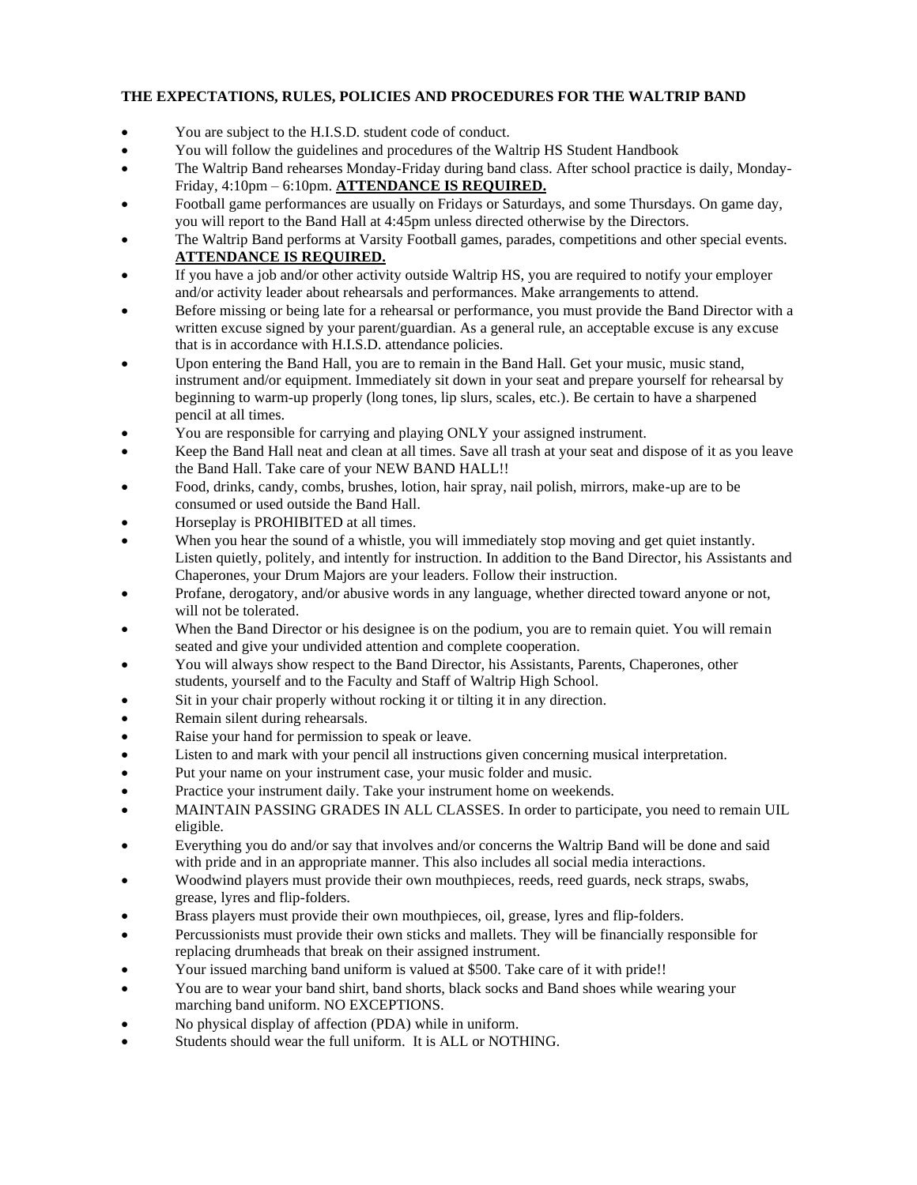**THE EXPECTATIONS, RULES, POLICIES AND PROCEDURES FOR THE WALTRIP BAND**

- You are subject to the H.I.S.D. student code of conduct.
- You will follow the guidelines and procedures of the Waltrip HS Student Handbook
- The Waltrip Band rehearses Monday-Friday during band class. After school practice is daily, Monday-Friday, 4:10pm – 6:10pm. **ATTENDANCE IS REQUIRED.**
- Football game performances are usually on Fridays or Saturdays, and some Thursdays. On game day, you will report to the Band Hall at 4:45pm unless directed otherwise by the Directors.
- The Waltrip Band performs at Varsity Football games, parades, competitions and other special events. **ATTENDANCE IS REQUIRED.**
- If you have a job and/or other activity outside Waltrip HS, you are required to notify your employer and/or activity leader about rehearsals and performances. Make arrangements to attend.
- Before missing or being late for a rehearsal or performance, you must provide the Band Director with a written excuse signed by your parent/guardian. As a general rule, an acceptable excuse is any excuse that is in accordance with H.I.S.D. attendance policies.
- Upon entering the Band Hall, you are to remain in the Band Hall. Get your music, music stand, instrument and/or equipment. Immediately sit down in your seat and prepare yourself for rehearsal by beginning to warm-up properly (long tones, lip slurs, scales, etc.). Be certain to have a sharpened pencil at all times.
- You are responsible for carrying and playing ONLY your assigned instrument.
- Keep the Band Hall neat and clean at all times. Save all trash at your seat and dispose of it as you leave the Band Hall. Take care of your NEW BAND HALL!!
- Food, drinks, candy, combs, brushes, lotion, hair spray, nail polish, mirrors, make-up are to be consumed or used outside the Band Hall.
- Horseplay is PROHIBITED at all times.
- When you hear the sound of a whistle, you will immediately stop moving and get quiet instantly. Listen quietly, politely, and intently for instruction. In addition to the Band Director, his Assistants and Chaperones, your Drum Majors are your leaders. Follow their instruction.
- Profane, derogatory, and/or abusive words in any language, whether directed toward anyone or not, will not be tolerated.
- When the Band Director or his designee is on the podium, you are to remain quiet. You will remain seated and give your undivided attention and complete cooperation.
- You will always show respect to the Band Director, his Assistants, Parents, Chaperones, other students, yourself and to the Faculty and Staff of Waltrip High School.
- Sit in your chair properly without rocking it or tilting it in any direction.
- Remain silent during rehearsals.
- Raise your hand for permission to speak or leave.
- Listen to and mark with your pencil all instructions given concerning musical interpretation.
- Put your name on your instrument case, your music folder and music.
- Practice your instrument daily. Take your instrument home on weekends.
- MAINTAIN PASSING GRADES IN ALL CLASSES. In order to participate, you need to remain UIL eligible.
- Everything you do and/or say that involves and/or concerns the Waltrip Band will be done and said with pride and in an appropriate manner. This also includes all social media interactions.
- Woodwind players must provide their own mouthpieces, reeds, reed guards, neck straps, swabs, grease, lyres and flip-folders.
- Brass players must provide their own mouthpieces, oil, grease, lyres and flip-folders.
- Percussionists must provide their own sticks and mallets. They will be financially responsible for replacing drumheads that break on their assigned instrument.
- Your issued marching band uniform is valued at $500. Take care of it with pride!!
- You are to wear your band shirt, band shorts, black socks and Band shoes while wearing your marching band uniform. NO EXCEPTIONS.
- No physical display of affection (PDA) while in uniform.
- Students should wear the full uniform. It is ALL or NOTHING.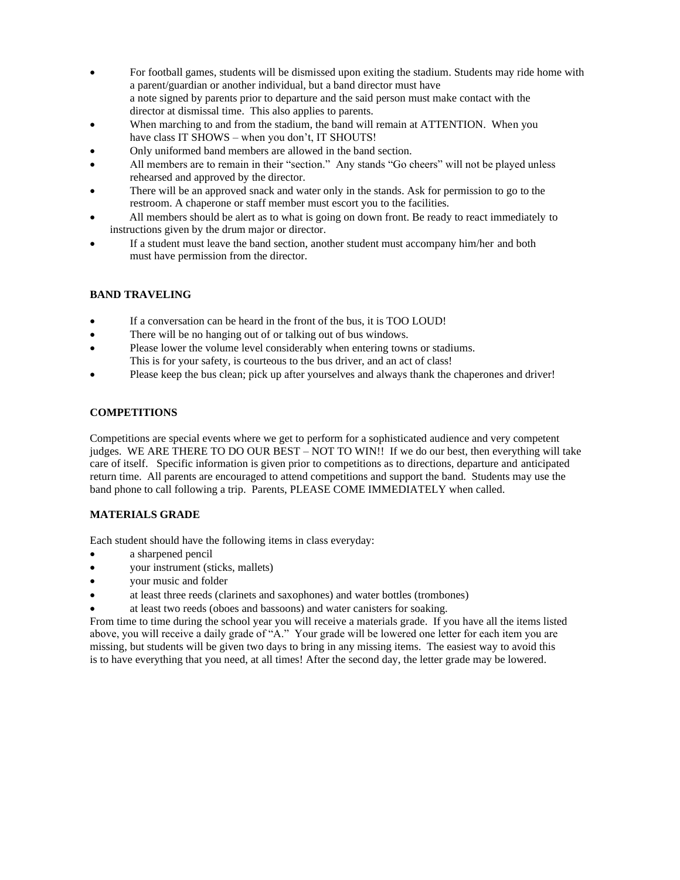- For football games, students will be dismissed upon exiting the stadium. Students may ride home with a parent/guardian or another individual, but a band director must have a note signed by parents prior to departure and the said person must make contact with the director at dismissal time. This also applies to parents.
- When marching to and from the stadium, the band will remain at ATTENTION. When you have class IT SHOWS – when you don't, IT SHOUTS!
- Only uniformed band members are allowed in the band section.
- All members are to remain in their "section." Any stands "Go cheers" will not be played unless rehearsed and approved by the director.
- There will be an approved snack and water only in the stands. Ask for permission to go to the restroom. A chaperone or staff member must escort you to the facilities.
- All members should be alert as to what is going on down front. Be ready to react immediately to instructions given by the drum major or director.
- If a student must leave the band section, another student must accompany him/her and both must have permission from the director.

**BAND TRAVELING**

- If a conversation can be heard in the front of the bus, it is TOO LOUD!
- There will be no hanging out of or talking out of bus windows.
- Please lower the volume level considerably when entering towns or stadiums. This is for your safety, is courteous to the bus driver, and an act of class!
- Please keep the bus clean; pick up after yourselves and always thank the chaperones and driver!

**COMPETITIONS**

Competitions are special events where we get to perform for a sophisticated audience and very competent judges. WE ARE THERE TO DO OUR BEST – NOT TO WIN!! If we do our best, then everything will take care of itself. Specific information is given prior to competitions as to directions, departure and anticipated return time. All parents are encouraged to attend competitions and support the band. Students may use the band phone to call following a trip. Parents, PLEASE COME IMMEDIATELY when called.

**MATERIALS GRADE**

Each student should have the following items in class everyday:

- a sharpened pencil
- your instrument (sticks, mallets)
- your music and folder
- at least three reeds (clarinets and saxophones) and water bottles (trombones)
- at least two reeds (oboes and bassoons) and water canisters for soaking.

From time to time during the school year you will receive a materials grade. If you have all the items listed above, you will receive a daily grade of "A." Your grade will be lowered one letter for each item you are missing, but students will be given two days to bring in any missing items. The easiest way to avoid this is to have everything that you need, at all times! After the second day, the letter grade may be lowered.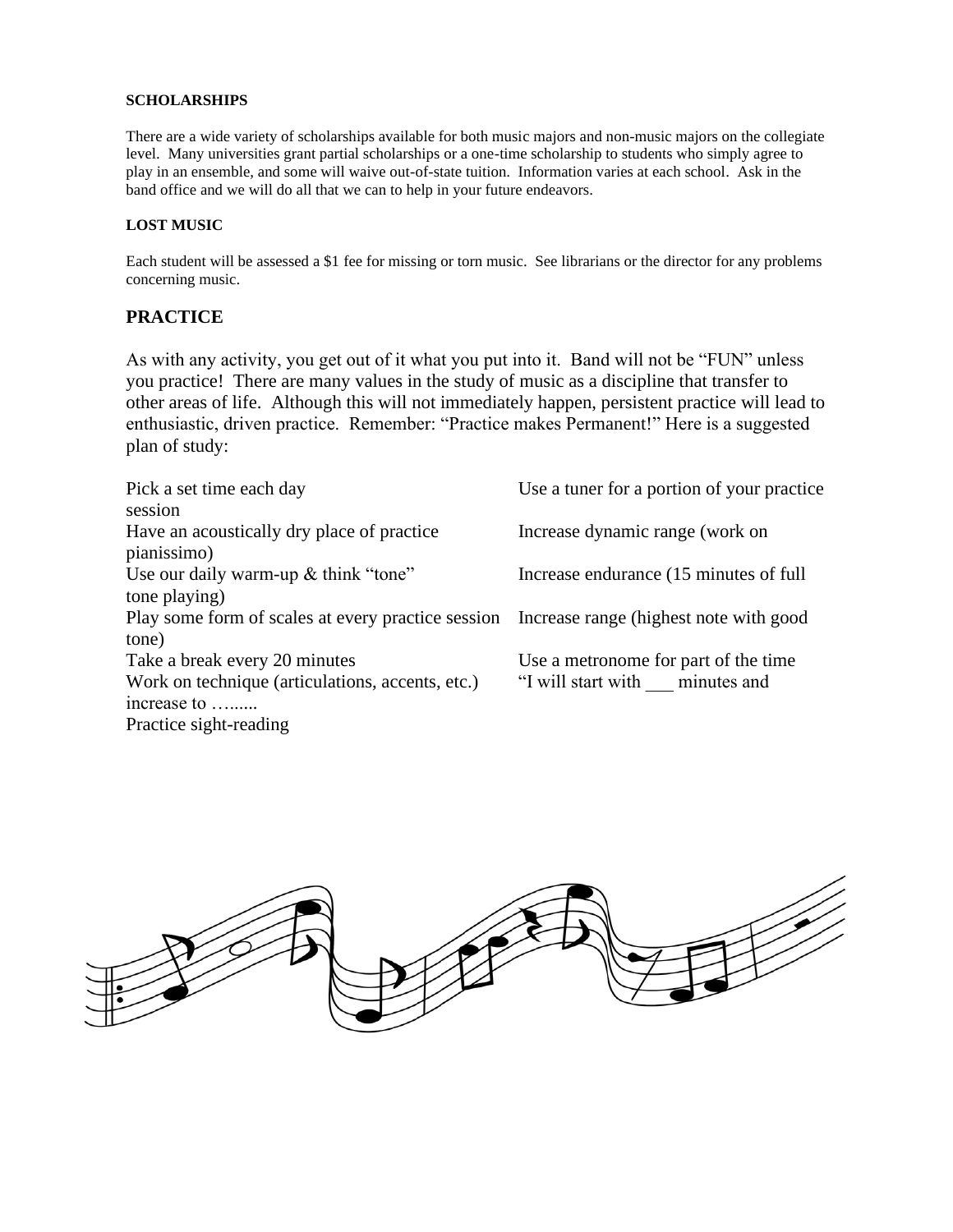#### SCHOLARSHIPS

There are a wide variety of scholarships available for both music majors and non-music majors on the collegiate level. Many universities grant partial scholarships or a one-time scholarship to students who simply agree to play in an ensemble, and some will waive out-of-state tuition. Information varies at each school. Ask in the band office and we will do all that we can to help in your future endeavors.

#### LOST MUSIC

Each student will be assessed a $1 fee for missing or torn music. See librarians or the director for any problems concerning music.

## PRACTICE

As with any activity, you get out of it what you put into it. Band will not be "FUN" unless you practice! There are many values in the study of music as a discipline that transfer to other areas of life. Although this will not immediately happen, persistent practice will lead to enthusiastic, driven practice. Remember: "Practice makes Permanent!" Here is a suggested plan of study:

- Pick a set time each day
- Have an acoustically dry place of practice
- Use our daily warm-up & think "tone"
- Play some form of scales at every practice session
- Take a break every 20 minutes
- Work on technique (articulations, accents, etc.)
- Practice sight-reading
- Use a tuner for a portion of your practice session
- Increase dynamic range (work on pianissimo)
- Increase endurance (15 minutes of full tone playing)
- Increase range (highest note with good tone)
- Use a metronome for part of the time
- "I will start with ___ minutes and increase to …......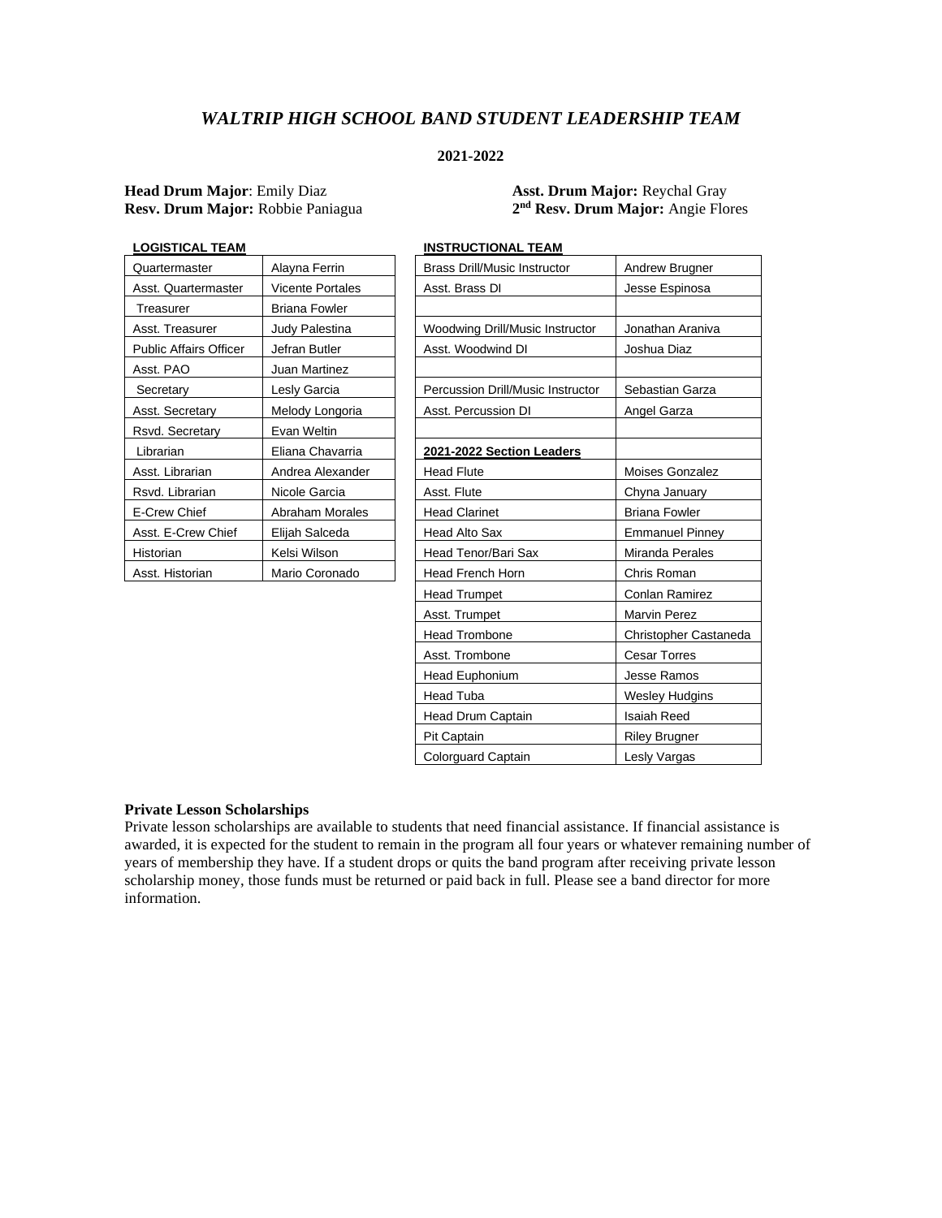# *WALTRIP HIGH SCHOOL BAND STUDENT LEADERSHIP TEAM*

**2021-2022**

**Head Drum Major**: Emily Diaz
**Asst. Drum Major:** Reychal Gray
**Resv. Drum Major:** Robbie Paniagua
**2nd Resv. Drum Major:** Angie Flores

**LOGISTICAL TEAM**

| Quartermaster | Alayna Ferrin |
|---|---|
| Asst. Quartermaster | Vicente Portales |
| Treasurer | Briana Fowler |
| Asst. Treasurer | Judy Palestina |
| Public Affairs Officer | Jefran Butler |
| Asst. PAO | Juan Martinez |
| Secretary | Lesly Garcia |
| Asst. Secretary | Melody Longoria |
| Rsvd. Secretary | Evan Weltin |
| Librarian | Eliana Chavarria |
| Asst. Librarian | Andrea Alexander |
| Rsvd. Librarian | Nicole Garcia |
| E-Crew Chief | Abraham Morales |
| Asst. E-Crew Chief | Elijah Salceda |
| Historian | Kelsi Wilson |
| Asst. Historian | Mario Coronado |

**INSTRUCTIONAL TEAM**

| Brass Drill/Music Instructor | Andrew Brugner |
|---|---|
| Asst. Brass DI | Jesse Espinosa |
| | |
| Woodwing Drill/Music Instructor | Jonathan Araniva |
| Asst. Woodwind DI | Joshua Diaz |
| | |
| Percussion Drill/Music Instructor | Sebastian Garza |
| Asst. Percussion DI | Angel Garza |
| | |
| **2021-2022 Section Leaders** | |
| Head Flute | Moises Gonzalez |
| Asst. Flute | Chyna January |
| Head Clarinet | Briana Fowler |
| Head Alto Sax | Emmanuel Pinney |
| Head Tenor/Bari Sax | Miranda Perales |
| Head French Horn | Chris Roman |
| Head Trumpet | Conlan Ramirez |
| Asst. Trumpet | Marvin Perez |
| Head Trombone | Christopher Castaneda |
| Asst. Trombone | Cesar Torres |
| Head Euphonium | Jesse Ramos |
| Head Tuba | Wesley Hudgins |
| Head Drum Captain | Isaiah Reed |
| Pit Captain | Riley Brugner |
| Colorguard Captain | Lesly Vargas |

**Private Lesson Scholarships**

Private lesson scholarships are available to students that need financial assistance. If financial assistance is awarded, it is expected for the student to remain in the program all four years or whatever remaining number of years of membership they have. If a student drops or quits the band program after receiving private lesson scholarship money, those funds must be returned or paid back in full. Please see a band director for more information.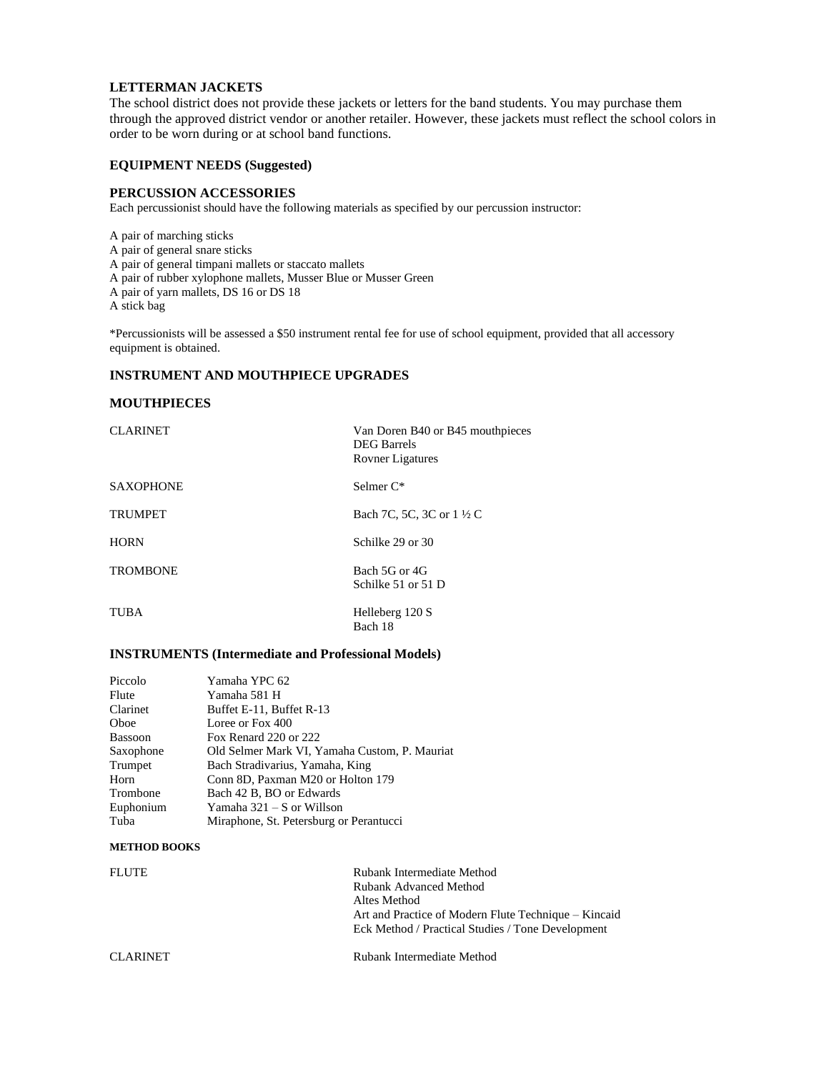**LETTERMAN JACKETS**

The school district does not provide these jackets or letters for the band students. You may purchase them through the approved district vendor or another retailer. However, these jackets must reflect the school colors in order to be worn during or at school band functions.

**EQUIPMENT NEEDS (Suggested)**

**PERCUSSION ACCESSORIES**

Each percussionist should have the following materials as specified by our percussion instructor:

A pair of marching sticks
A pair of general snare sticks
A pair of general timpani mallets or staccato mallets
A pair of rubber xylophone mallets, Musser Blue or Musser Green
A pair of yarn mallets, DS 16 or DS 18
A stick bag

*Percussionists will be assessed a $50 instrument rental fee for use of school equipment, provided that all accessory equipment is obtained.

**INSTRUMENT AND MOUTHPIECE UPGRADES**

**MOUTHPIECES**

| | |
|---|---|
| CLARINET | Van Doren B40 or B45 mouthpieces<br>DEG Barrels<br>Rovner Ligatures |
| SAXOPHONE | Selmer C* |
| TRUMPET | Bach 7C, 5C, 3C or 1 ½ C |
| HORN | Schilke 29 or 30 |
| TROMBONE | Bach 5G or 4G<br>Schilke 51 or 51 D |
| TUBA | Helleberg 120 S<br>Bach 18 |

**INSTRUMENTS (Intermediate and Professional Models)**

| | |
|---|---|
| Piccolo | Yamaha YPC 62 |
| Flute | Yamaha 581 H |
| Clarinet | Buffet E-11, Buffet R-13 |
| Oboe | Loree or Fox 400 |
| Bassoon | Fox Renard 220 or 222 |
| Saxophone | Old Selmer Mark VI, Yamaha Custom, P. Mauriat |
| Trumpet | Bach Stradivarius, Yamaha, King |
| Horn | Conn 8D, Paxman M20 or Holton 179 |
| Trombone | Bach 42 B, BO or Edwards |
| Euphonium | Yamaha 321 – S or Willson |
| Tuba | Miraphone, St. Petersburg or Perantucci |

**METHOD BOOKS**

| | |
|---|---|
| FLUTE | Rubank Intermediate Method<br>Rubank Advanced Method<br>Altes Method<br>Art and Practice of Modern Flute Technique – Kincaid<br>Eck Method / Practical Studies / Tone Development |
| CLARINET | Rubank Intermediate Method |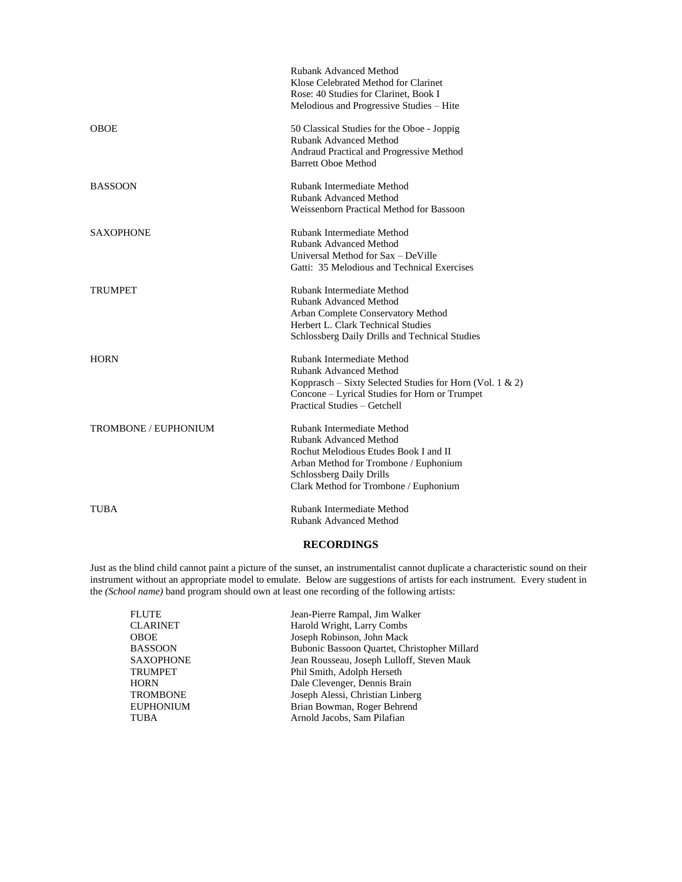| | |
|---|---|
| | Rubank Advanced Method<br>Klose Celebrated Method for Clarinet<br>Rose: 40 Studies for Clarinet, Book I<br>Melodious and Progressive Studies – Hite |
| OBOE | 50 Classical Studies for the Oboe - Joppig<br>Rubank Advanced Method<br>Andraud Practical and Progressive Method<br>Barrett Oboe Method |
| BASSOON | Rubank Intermediate Method<br>Rubank Advanced Method<br>Weissenborn Practical Method for Bassoon |
| SAXOPHONE | Rubank Intermediate Method<br>Rubank Advanced Method<br>Universal Method for Sax – DeVille<br>Gatti: 35 Melodious and Technical Exercises |
| TRUMPET | Rubank Intermediate Method<br>Rubank Advanced Method<br>Arban Complete Conservatory Method<br>Herbert L. Clark Technical Studies<br>Schlossberg Daily Drills and Technical Studies |
| HORN | Rubank Intermediate Method<br>Rubank Advanced Method<br>Kopprasch – Sixty Selected Studies for Horn (Vol. 1 & 2)<br>Concone – Lyrical Studies for Horn or Trumpet<br>Practical Studies – Getchell |
| TROMBONE / EUPHONIUM | Rubank Intermediate Method<br>Rubank Advanced Method<br>Rochut Melodious Etudes Book I and II<br>Arban Method for Trombone / Euphonium<br>Schlossberg Daily Drills<br>Clark Method for Trombone / Euphonium |
| TUBA | Rubank Intermediate Method<br>Rubank Advanced Method |

## RECORDINGS

Just as the blind child cannot paint a picture of the sunset, an instrumentalist cannot duplicate a characteristic sound on their instrument without an appropriate model to emulate. Below are suggestions of artists for each instrument. Every student in the *(School name)* band program should own at least one recording of the following artists:

| | |
|---|---|
| FLUTE | Jean-Pierre Rampal, Jim Walker |
| CLARINET | Harold Wright, Larry Combs |
| OBOE | Joseph Robinson, John Mack |
| BASSOON | Bubonic Bassoon Quartet, Christopher Millard |
| SAXOPHONE | Jean Rousseau, Joseph Lulloff, Steven Mauk |
| TRUMPET | Phil Smith, Adolph Herseth |
| HORN | Dale Clevenger, Dennis Brain |
| TROMBONE | Joseph Alessi, Christian Linberg |
| EUPHONIUM | Brian Bowman, Roger Behrend |
| TUBA | Arnold Jacobs, Sam Pilafian |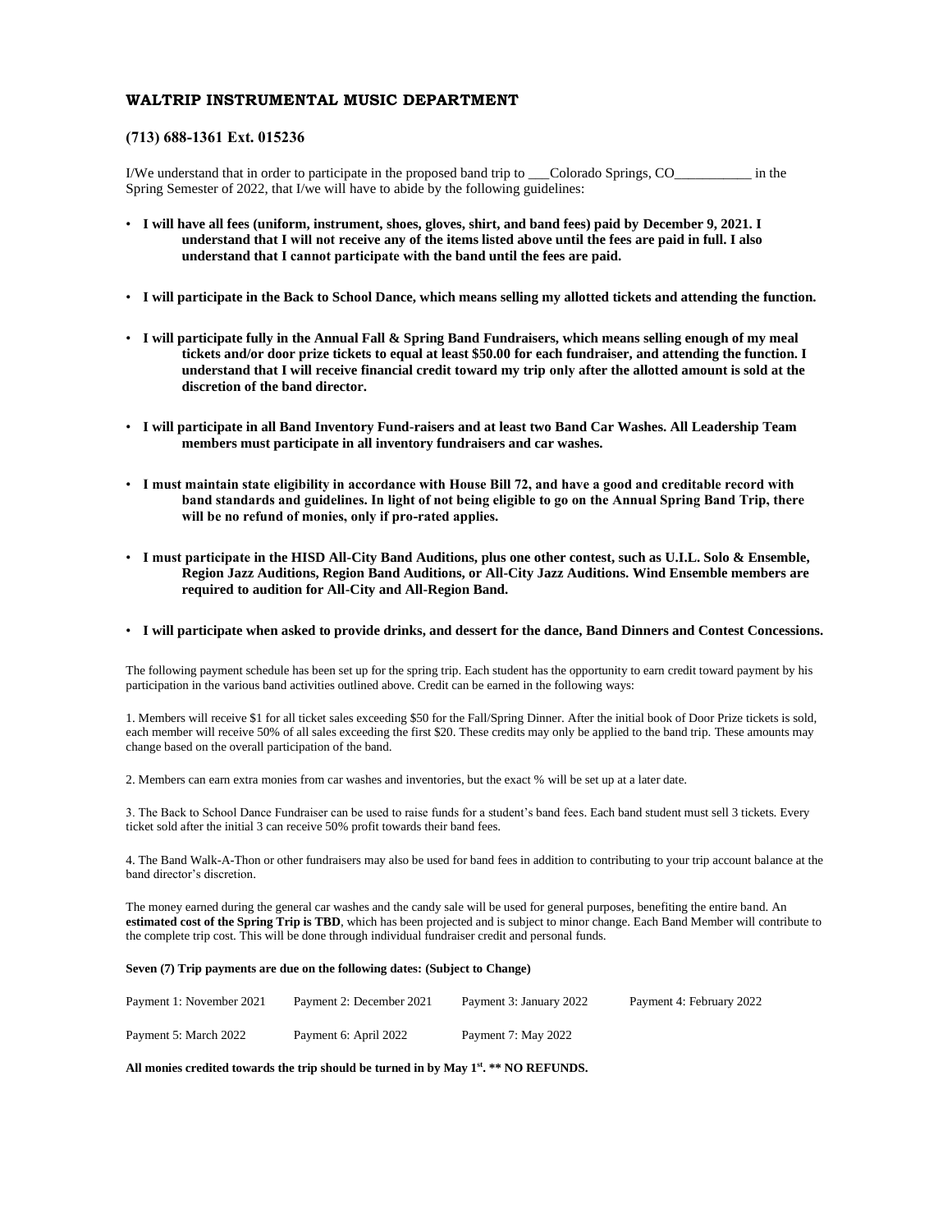## WALTRIP INSTRUMENTAL MUSIC DEPARTMENT

### (713) 688-1361 Ext. 015236

I/We understand that in order to participate in the proposed band trip to ___Colorado Springs, CO___________ in the Spring Semester of 2022, that I/we will have to abide by the following guidelines:

- **I will have all fees (uniform, instrument, shoes, gloves, shirt, and band fees) paid by December 9, 2021. I understand that I will not receive any of the items listed above until the fees are paid in full. I also understand that I cannot participate with the band until the fees are paid.**
- **I will participate in the Back to School Dance, which means selling my allotted tickets and attending the function.**
- **I will participate fully in the Annual Fall & Spring Band Fundraisers, which means selling enough of my meal tickets and/or door prize tickets to equal at least $50.00 for each fundraiser, and attending the function. I understand that I will receive financial credit toward my trip only after the allotted amount is sold at the discretion of the band director.**
- **I will participate in all Band Inventory Fund-raisers and at least two Band Car Washes. All Leadership Team members must participate in all inventory fundraisers and car washes.**
- **I must maintain state eligibility in accordance with House Bill 72, and have a good and creditable record with band standards and guidelines. In light of not being eligible to go on the Annual Spring Band Trip, there will be no refund of monies, only if pro-rated applies.**
- **I must participate in the HISD All-City Band Auditions, plus one other contest, such as U.I.L. Solo & Ensemble, Region Jazz Auditions, Region Band Auditions, or All-City Jazz Auditions. Wind Ensemble members are required to audition for All-City and All-Region Band.**
- **I will participate when asked to provide drinks, and dessert for the dance, Band Dinners and Contest Concessions.**

The following payment schedule has been set up for the spring trip. Each student has the opportunity to earn credit toward payment by his participation in the various band activities outlined above. Credit can be earned in the following ways:

1. Members will receive $1 for all ticket sales exceeding $50 for the Fall/Spring Dinner. After the initial book of Door Prize tickets is sold, each member will receive 50% of all sales exceeding the first $20. These credits may only be applied to the band trip. These amounts may change based on the overall participation of the band.

2. Members can earn extra monies from car washes and inventories, but the exact % will be set up at a later date.

3. The Back to School Dance Fundraiser can be used to raise funds for a student's band fees. Each band student must sell 3 tickets. Every ticket sold after the initial 3 can receive 50% profit towards their band fees.

4. The Band Walk-A-Thon or other fundraisers may also be used for band fees in addition to contributing to your trip account balance at the band director's discretion.

The money earned during the general car washes and the candy sale will be used for general purposes, benefiting the entire band. An **estimated cost of the Spring Trip is TBD**, which has been projected and is subject to minor change. Each Band Member will contribute to the complete trip cost. This will be done through individual fundraiser credit and personal funds.

**Seven (7) Trip payments are due on the following dates: (Subject to Change)**

| | | | |
|---|---|---|---|
| Payment 1: November 2021 | Payment 2: December 2021 | Payment 3: January 2022 | Payment 4: February 2022 |
| Payment 5: March 2022 | Payment 6: April 2022 | Payment 7: May 2022 | |

**All monies credited towards the trip should be turned in by May 1st. ** NO REFUNDS.**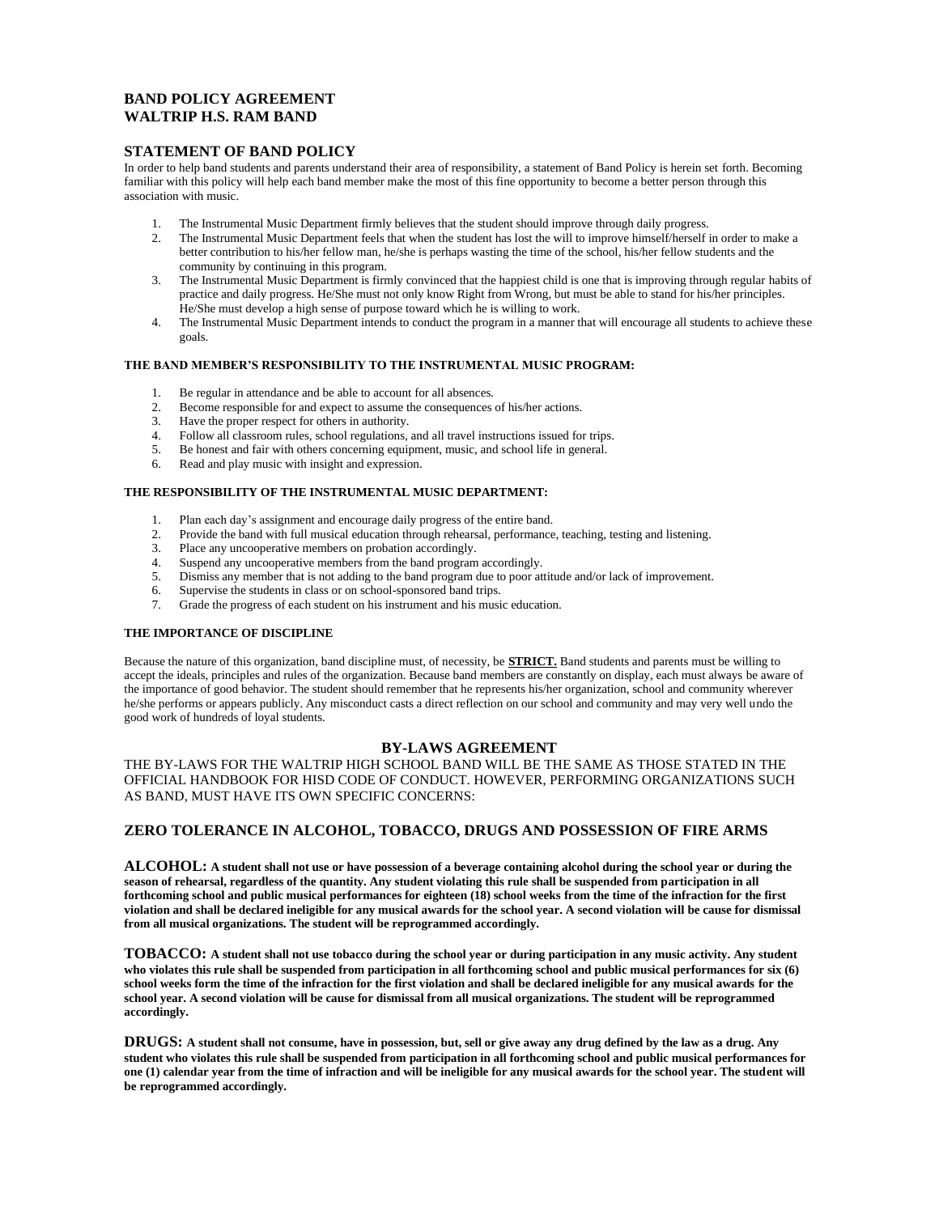# BAND POLICY AGREEMENT
# WALTRIP H.S. RAM BAND

## STATEMENT OF BAND POLICY

In order to help band students and parents understand their area of responsibility, a statement of Band Policy is herein set forth. Becoming familiar with this policy will help each band member make the most of this fine opportunity to become a better person through this association with music.

1. The Instrumental Music Department firmly believes that the student should improve through daily progress.
2. The Instrumental Music Department feels that when the student has lost the will to improve himself/herself in order to make a better contribution to his/her fellow man, he/she is perhaps wasting the time of the school, his/her fellow students and the community by continuing in this program.
3. The Instrumental Music Department is firmly convinced that the happiest child is one that is improving through regular habits of practice and daily progress. He/She must not only know Right from Wrong, but must be able to stand for his/her principles. He/She must develop a high sense of purpose toward which he is willing to work.
4. The Instrumental Music Department intends to conduct the program in a manner that will encourage all students to achieve these goals.

### THE BAND MEMBER'S RESPONSIBILITY TO THE INSTRUMENTAL MUSIC PROGRAM:

1. Be regular in attendance and be able to account for all absences.
2. Become responsible for and expect to assume the consequences of his/her actions.
3. Have the proper respect for others in authority.
4. Follow all classroom rules, school regulations, and all travel instructions issued for trips.
5. Be honest and fair with others concerning equipment, music, and school life in general.
6. Read and play music with insight and expression.

### THE RESPONSIBILITY OF THE INSTRUMENTAL MUSIC DEPARTMENT:

1. Plan each day's assignment and encourage daily progress of the entire band.
2. Provide the band with full musical education through rehearsal, performance, teaching, testing and listening.
3. Place any uncooperative members on probation accordingly.
4. Suspend any uncooperative members from the band program accordingly.
5. Dismiss any member that is not adding to the band program due to poor attitude and/or lack of improvement.
6. Supervise the students in class or on school-sponsored band trips.
7. Grade the progress of each student on his instrument and his music education.

### THE IMPORTANCE OF DISCIPLINE

Because the nature of this organization, band discipline must, of necessity, be **STRICT.** Band students and parents must be willing to accept the ideals, principles and rules of the organization. Because band members are constantly on display, each must always be aware of the importance of good behavior. The student should remember that he represents his/her organization, school and community wherever he/she performs or appears publicly. Any misconduct casts a direct reflection on our school and community and may very well undo the good work of hundreds of loyal students.

## BY-LAWS AGREEMENT

THE BY-LAWS FOR THE WALTRIP HIGH SCHOOL BAND WILL BE THE SAME AS THOSE STATED IN THE OFFICIAL HANDBOOK FOR HISD CODE OF CONDUCT. HOWEVER, PERFORMING ORGANIZATIONS SUCH AS BAND, MUST HAVE ITS OWN SPECIFIC CONCERNS:

## ZERO TOLERANCE IN ALCOHOL, TOBACCO, DRUGS AND POSSESSION OF FIRE ARMS

**ALCOHOL: A student shall not use or have possession of a beverage containing alcohol during the school year or during the season of rehearsal, regardless of the quantity. Any student violating this rule shall be suspended from participation in all forthcoming school and public musical performances for eighteen (18) school weeks from the time of the infraction for the first violation and shall be declared ineligible for any musical awards for the school year. A second violation will be cause for dismissal from all musical organizations. The student will be reprogrammed accordingly.**

**TOBACCO: A student shall not use tobacco during the school year or during participation in any music activity. Any student who violates this rule shall be suspended from participation in all forthcoming school and public musical performances for six (6) school weeks form the time of the infraction for the first violation and shall be declared ineligible for any musical awards for the school year. A second violation will be cause for dismissal from all musical organizations. The student will be reprogrammed accordingly.**

**DRUGS: A student shall not consume, have in possession, but, sell or give away any drug defined by the law as a drug. Any student who violates this rule shall be suspended from participation in all forthcoming school and public musical performances for one (1) calendar year from the time of infraction and will be ineligible for any musical awards for the school year. The student will be reprogrammed accordingly.**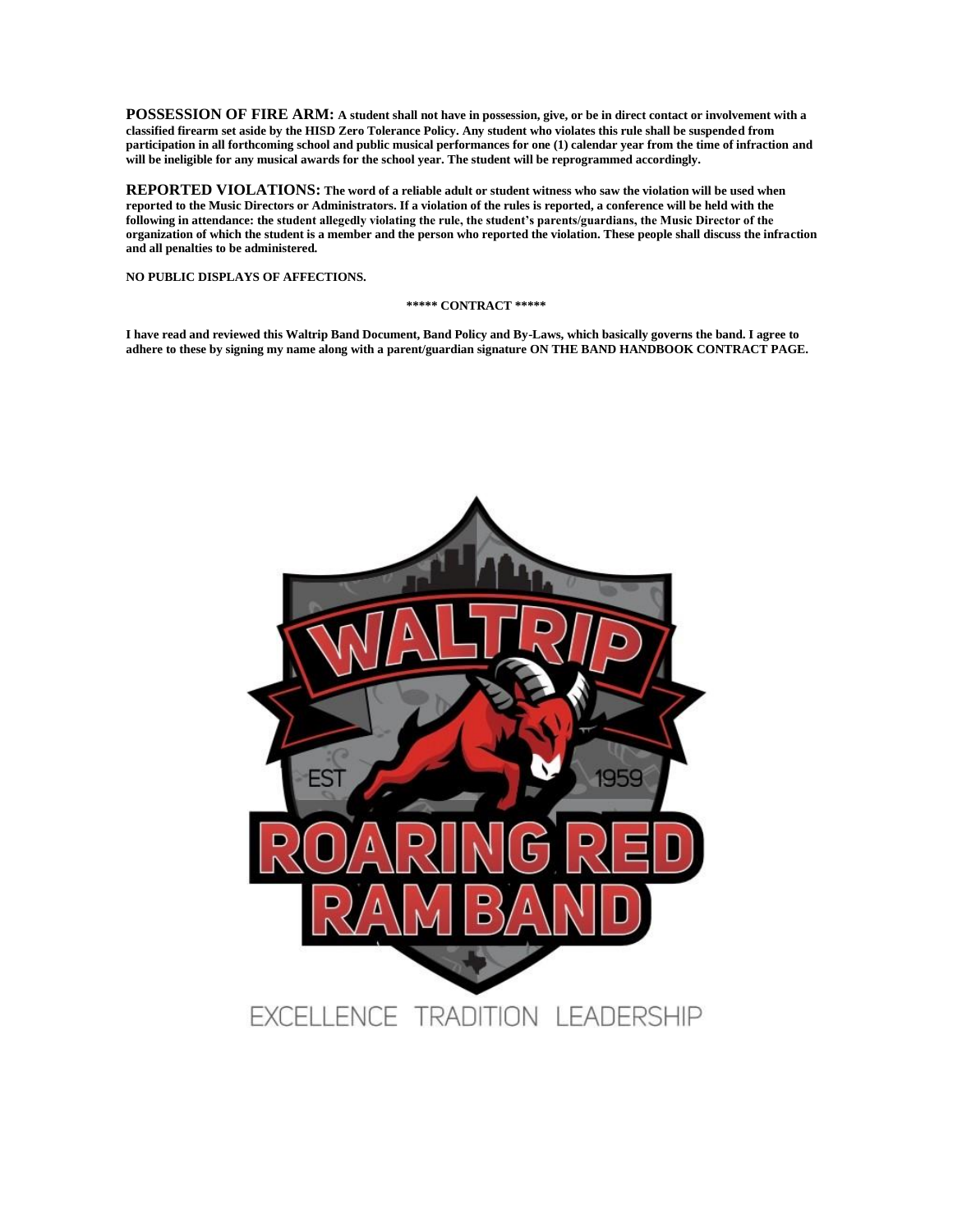**POSSESSION OF FIRE ARM:** **A student shall not have in possession, give, or be in direct contact or involvement with a classified firearm set aside by the HISD Zero Tolerance Policy. Any student who violates this rule shall be suspended from participation in all forthcoming school and public musical performances for one (1) calendar year from the time of infraction and will be ineligible for any musical awards for the school year. The student will be reprogrammed accordingly.**

**REPORTED VIOLATIONS:** **The word of a reliable adult or student witness who saw the violation will be used when reported to the Music Directors or Administrators. If a violation of the rules is reported, a conference will be held with the following in attendance: the student allegedly violating the rule, the student's parents/guardians, the Music Director of the organization of which the student is a member and the person who reported the violation. These people shall discuss the infraction and all penalties to be administered.**

**NO PUBLIC DISPLAYS OF AFFECTIONS.**

**\*\*\*\*\* CONTRACT \*\*\*\*\***

**I have read and reviewed this Waltrip Band Document, Band Policy and By-Laws, which basically governs the band. I agree to adhere to these by signing my name along with a parent/guardian signature ON THE BAND HANDBOOK CONTRACT PAGE.**

WALTRIP
EST 1959
ROARING RED RAM BAND

EXCELLENCE TRADITION LEADERSHIP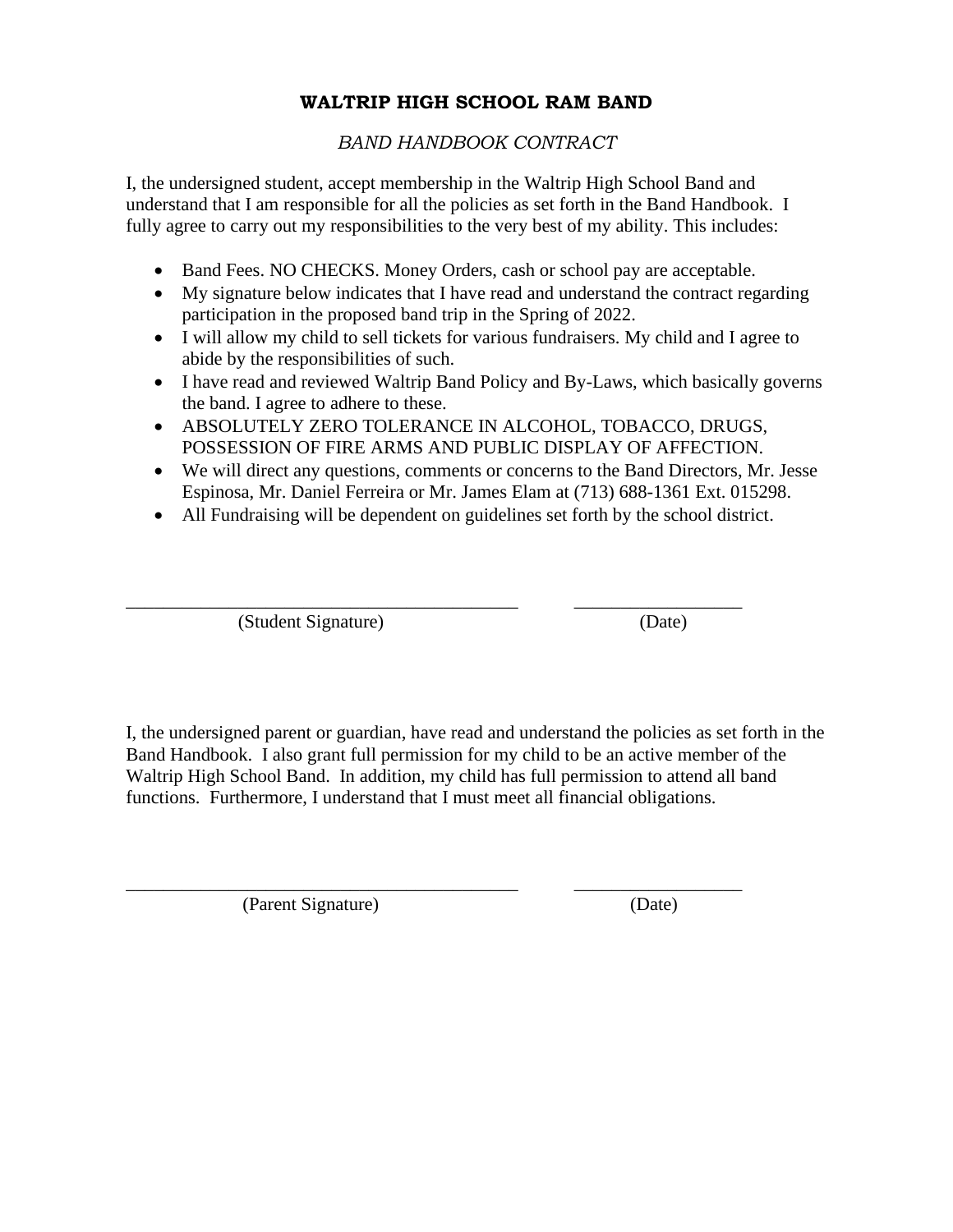# WALTRIP HIGH SCHOOL RAM BAND

*BAND HANDBOOK CONTRACT*

I, the undersigned student, accept membership in the Waltrip High School Band and understand that I am responsible for all the policies as set forth in the Band Handbook. I fully agree to carry out my responsibilities to the very best of my ability. This includes:

- Band Fees. NO CHECKS. Money Orders, cash or school pay are acceptable.
- My signature below indicates that I have read and understand the contract regarding participation in the proposed band trip in the Spring of 2022.
- I will allow my child to sell tickets for various fundraisers. My child and I agree to abide by the responsibilities of such.
- I have read and reviewed Waltrip Band Policy and By-Laws, which basically governs the band. I agree to adhere to these.
- ABSOLUTELY ZERO TOLERANCE IN ALCOHOL, TOBACCO, DRUGS, POSSESSION OF FIRE ARMS AND PUBLIC DISPLAY OF AFFECTION.
- We will direct any questions, comments or concerns to the Band Directors, Mr. Jesse Espinosa, Mr. Daniel Ferreira or Mr. James Elam at (713) 688-1361 Ext. 015298.
- All Fundraising will be dependent on guidelines set forth by the school district.

___________________________________________ __________________

(Student Signature) (Date)

I, the undersigned parent or guardian, have read and understand the policies as set forth in the Band Handbook. I also grant full permission for my child to be an active member of the Waltrip High School Band. In addition, my child has full permission to attend all band functions. Furthermore, I understand that I must meet all financial obligations.

___________________________________________ __________________

(Parent Signature) (Date)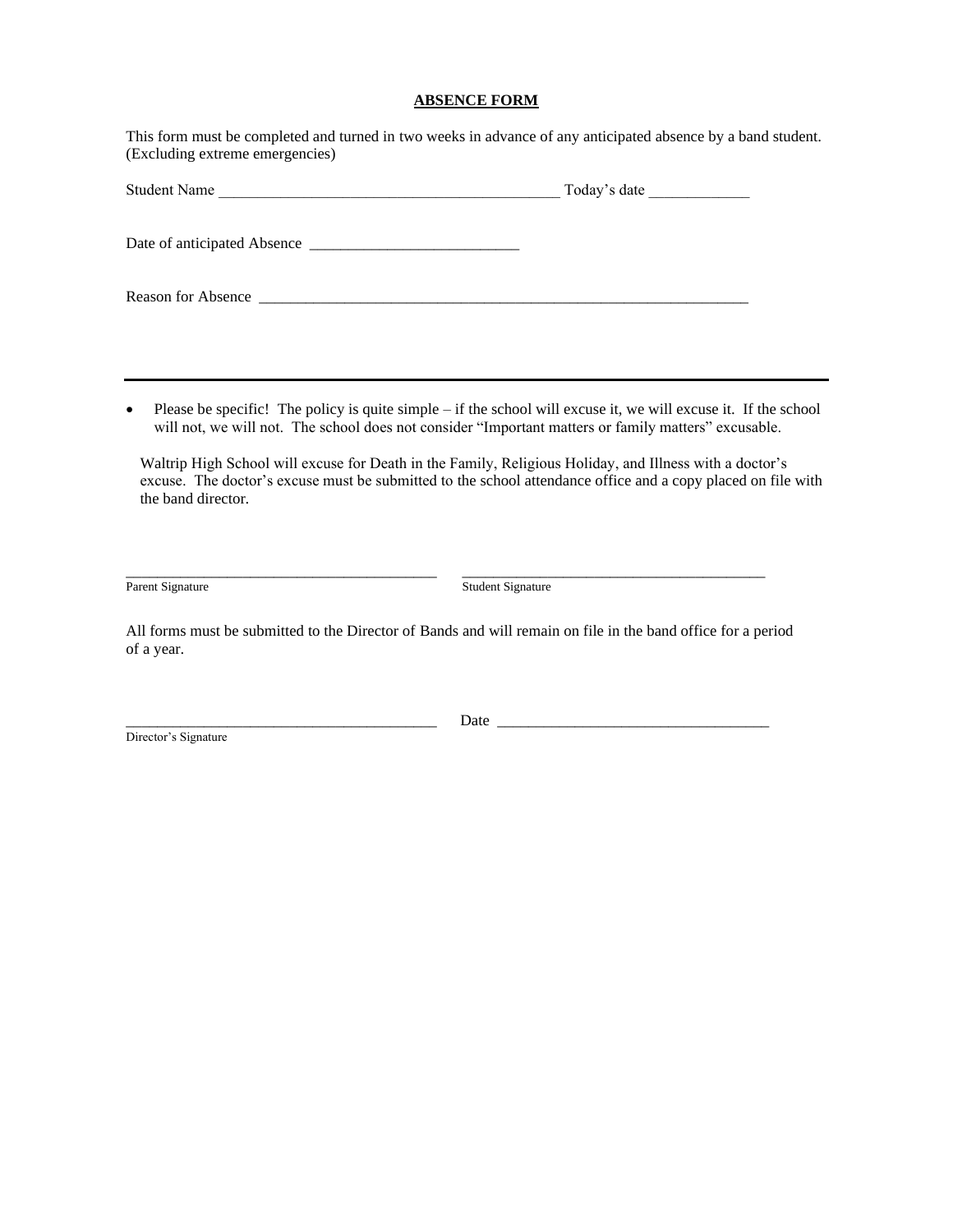**ABSENCE FORM**

This form must be completed and turned in two weeks in advance of any anticipated absence by a band student. (Excluding extreme emergencies)

Student Name ____________________________________________ Today's date _____________

Date of anticipated Absence ___________________________

Reason for Absence _______________________________________________________________

---

- Please be specific! The policy is quite simple – if the school will excuse it, we will excuse it. If the school will not, we will not. The school does not consider "Important matters or family matters" excusable.

Waltrip High School will excuse for Death in the Family, Religious Holiday, and Illness with a doctor's excuse. The doctor's excuse must be submitted to the school attendance office and a copy placed on file with the band director.

_________________________________________ _________________________________________
Parent Signature Student Signature

All forms must be submitted to the Director of Bands and will remain on file in the band office for a period of a year.

_________________________________________ Date ____________________________________
Director's Signature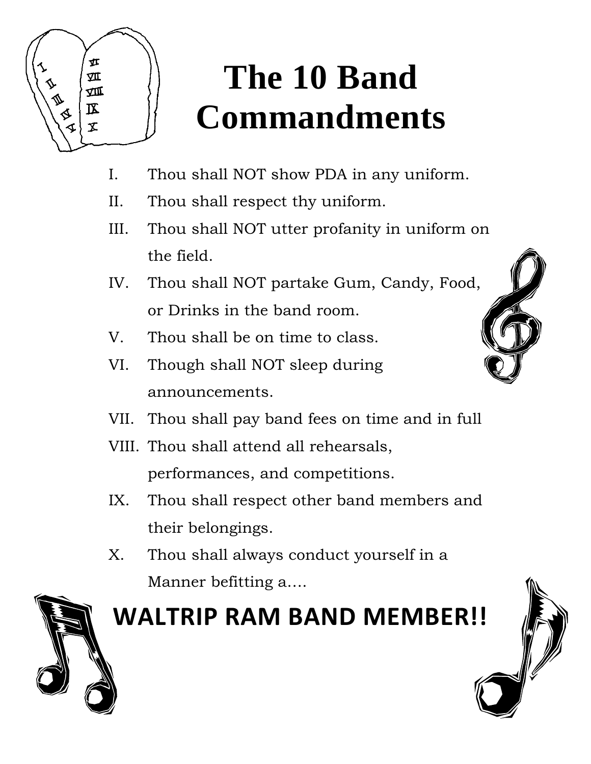# The 10 Band Commandments

I. Thou shall NOT show PDA in any uniform.
II. Thou shall respect thy uniform.
III. Thou shall NOT utter profanity in uniform on the field.
IV. Thou shall NOT partake Gum, Candy, Food, or Drinks in the band room.
V. Thou shall be on time to class.
VI. Though shall NOT sleep during announcements.
VII. Thou shall pay band fees on time and in full
VIII. Thou shall attend all rehearsals, performances, and competitions.
IX. Thou shall respect other band members and their belongings.
X. Thou shall always conduct yourself in a Manner befitting a....

**WALTRIP RAM BAND MEMBER!!**